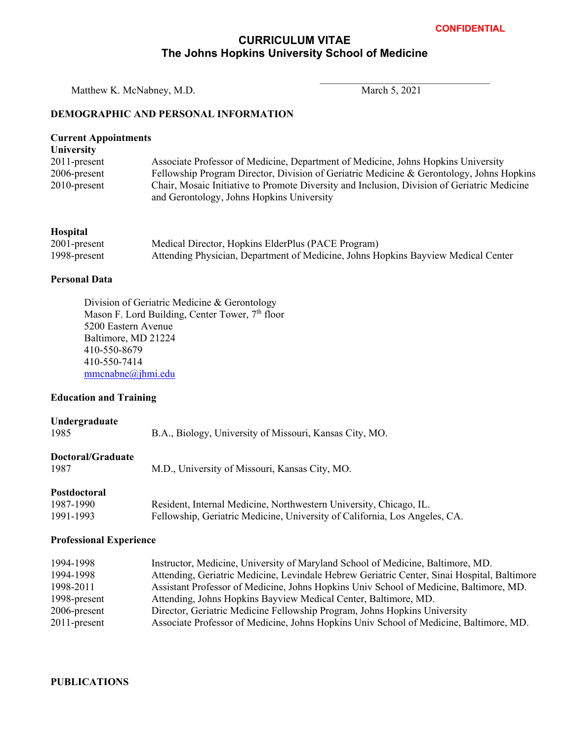CONFIDENTIAL

# CURRICULUM VITAE
## The Johns Hopkins University School of Medicine

Matthew K. McNabney, M.D. ___________________________________ March 5, 2021

## DEMOGRAPHIC AND PERSONAL INFORMATION

### Current Appointments

**University**

| | |
|---|---|
| 2011-present | Associate Professor of Medicine, Department of Medicine, Johns Hopkins University |
| 2006-present | Fellowship Program Director, Division of Geriatric Medicine & Gerontology, Johns Hopkins |
| 2010-present | Chair, Mosaic Initiative to Promote Diversity and Inclusion, Division of Geriatric Medicine and Gerontology, Johns Hopkins University |

**Hospital**

| | |
|---|---|
| 2001-present | Medical Director, Hopkins ElderPlus (PACE Program) |
| 1998-present | Attending Physician, Department of Medicine, Johns Hopkins Bayview Medical Center |

### Personal Data

Division of Geriatric Medicine & Gerontology
Mason F. Lord Building, Center Tower, 7th floor
5200 Eastern Avenue
Baltimore, MD 21224
410-550-8679
410-550-7414
mmcnabne@jhmi.edu

### Education and Training

**Undergraduate**

| | |
|---|---|
| 1985 | B.A., Biology, University of Missouri, Kansas City, MO. |

**Doctoral/Graduate**

| | |
|---|---|
| 1987 | M.D., University of Missouri, Kansas City, MO. |

**Postdoctoral**

| | |
|---|---|
| 1987-1990 | Resident, Internal Medicine, Northwestern University, Chicago, IL. |
| 1991-1993 | Fellowship, Geriatric Medicine, University of California, Los Angeles, CA. |

### Professional Experience

| | |
|---|---|
| 1994-1998 | Instructor, Medicine, University of Maryland School of Medicine, Baltimore, MD. |
| 1994-1998 | Attending, Geriatric Medicine, Levindale Hebrew Geriatric Center, Sinai Hospital, Baltimore |
| 1998-2011 | Assistant Professor of Medicine, Johns Hopkins Univ School of Medicine, Baltimore, MD. |
| 1998-present | Attending, Johns Hopkins Bayview Medical Center, Baltimore, MD. |
| 2006-present | Director, Geriatric Medicine Fellowship Program, Johns Hopkins University |
| 2011-present | Associate Professor of Medicine, Johns Hopkins Univ School of Medicine, Baltimore, MD. |

## PUBLICATIONS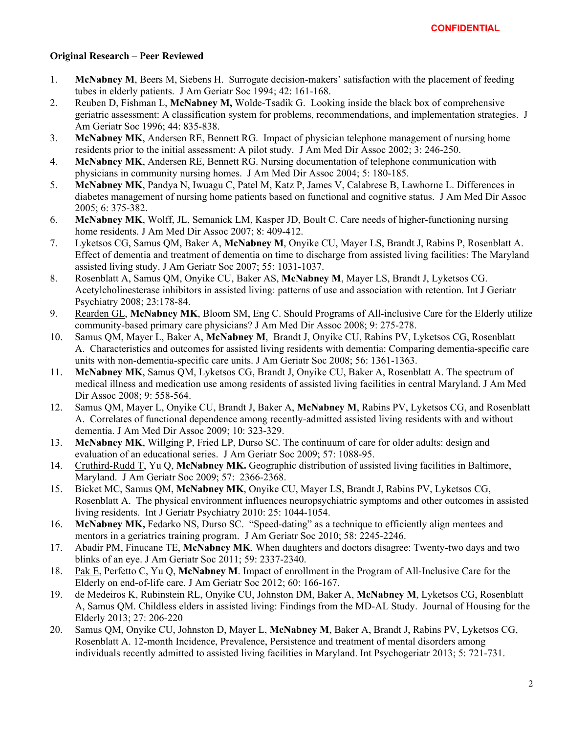**CONFIDENTIAL**

**Original Research – Peer Reviewed**

1. **McNabney M**, Beers M, Siebens H. Surrogate decision-makers' satisfaction with the placement of feeding tubes in elderly patients. J Am Geriatr Soc 1994; 42: 161-168.
2. Reuben D, Fishman L, **McNabney M,** Wolde-Tsadik G. Looking inside the black box of comprehensive geriatric assessment: A classification system for problems, recommendations, and implementation strategies. J Am Geriatr Soc 1996; 44: 835-838.
3. **McNabney MK**, Andersen RE, Bennett RG. Impact of physician telephone management of nursing home residents prior to the initial assessment: A pilot study. J Am Med Dir Assoc 2002; 3: 246-250.
4. **McNabney MK**, Andersen RE, Bennett RG. Nursing documentation of telephone communication with physicians in community nursing homes. J Am Med Dir Assoc 2004; 5: 180-185.
5. **McNabney MK**, Pandya N, Iwuagu C, Patel M, Katz P, James V, Calabrese B, Lawhorne L. Differences in diabetes management of nursing home patients based on functional and cognitive status. J Am Med Dir Assoc 2005; 6: 375-382.
6. **McNabney MK**, Wolff, JL, Semanick LM, Kasper JD, Boult C. Care needs of higher-functioning nursing home residents. J Am Med Dir Assoc 2007; 8: 409-412.
7. Lyketsos CG, Samus QM, Baker A, **McNabney M**, Onyike CU, Mayer LS, Brandt J, Rabins P, Rosenblatt A. Effect of dementia and treatment of dementia on time to discharge from assisted living facilities: The Maryland assisted living study. J Am Geriatr Soc 2007; 55: 1031-1037.
8. Rosenblatt A, Samus QM, Onyike CU, Baker AS, **McNabney M**, Mayer LS, Brandt J, Lyketsos CG. Acetylcholinesterase inhibitors in assisted living: patterns of use and association with retention. Int J Geriatr Psychiatry 2008; 23:178-84.
9. <u>Rearden GL</u>, **McNabney MK**, Bloom SM, Eng C. Should Programs of All-inclusive Care for the Elderly utilize community-based primary care physicians? J Am Med Dir Assoc 2008; 9: 275-278.
10. Samus QM, Mayer L, Baker A, **McNabney M**, Brandt J, Onyike CU, Rabins PV, Lyketsos CG, Rosenblatt A. Characteristics and outcomes for assisted living residents with dementia: Comparing dementia-specific care units with non-dementia-specific care units. J Am Geriatr Soc 2008; 56: 1361-1363.
11. **McNabney MK**, Samus QM, Lyketsos CG, Brandt J, Onyike CU, Baker A, Rosenblatt A. The spectrum of medical illness and medication use among residents of assisted living facilities in central Maryland. J Am Med Dir Assoc 2008; 9: 558-564.
12. Samus QM, Mayer L, Onyike CU, Brandt J, Baker A, **McNabney M**, Rabins PV, Lyketsos CG, and Rosenblatt A. Correlates of functional dependence among recently-admitted assisted living residents with and without dementia. J Am Med Dir Assoc 2009; 10: 323-329.
13. **McNabney MK**, Willging P, Fried LP, Durso SC. The continuum of care for older adults: design and evaluation of an educational series. J Am Geriatr Soc 2009; 57: 1088-95.
14. <u>Cruthird-Rudd T</u>, Yu Q, **McNabney MK.** Geographic distribution of assisted living facilities in Baltimore, Maryland. J Am Geriatr Soc 2009; 57: 2366-2368.
15. Bicket MC, Samus QM, **McNabney MK**, Onyike CU, Mayer LS, Brandt J, Rabins PV, Lyketsos CG, Rosenblatt A. The physical environment influences neuropsychiatric symptoms and other outcomes in assisted living residents. Int J Geriatr Psychiatry 2010: 25: 1044-1054.
16. **McNabney MK,** Fedarko NS, Durso SC. "Speed-dating" as a technique to efficiently align mentees and mentors in a geriatrics training program. J Am Geriatr Soc 2010; 58: 2245-2246.
17. Abadir PM, Finucane TE, **McNabney MK**. When daughters and doctors disagree: Twenty-two days and two blinks of an eye. J Am Geriatr Soc 2011; 59: 2337-2340.
18. <u>Pak E</u>, Perfetto C, Yu Q, **McNabney M**. Impact of enrollment in the Program of All-Inclusive Care for the Elderly on end-of-life care. J Am Geriatr Soc 2012; 60: 166-167.
19. de Medeiros K, Rubinstein RL, Onyike CU, Johnston DM, Baker A, **McNabney M**, Lyketsos CG, Rosenblatt A, Samus QM. Childless elders in assisted living: Findings from the MD-AL Study. Journal of Housing for the Elderly 2013; 27: 206-220
20. Samus QM, Onyike CU, Johnston D, Mayer L, **McNabney M**, Baker A, Brandt J, Rabins PV, Lyketsos CG, Rosenblatt A. 12-month Incidence, Prevalence, Persistence and treatment of mental disorders among individuals recently admitted to assisted living facilities in Maryland. Int Psychogeriatr 2013; 5: 721-731.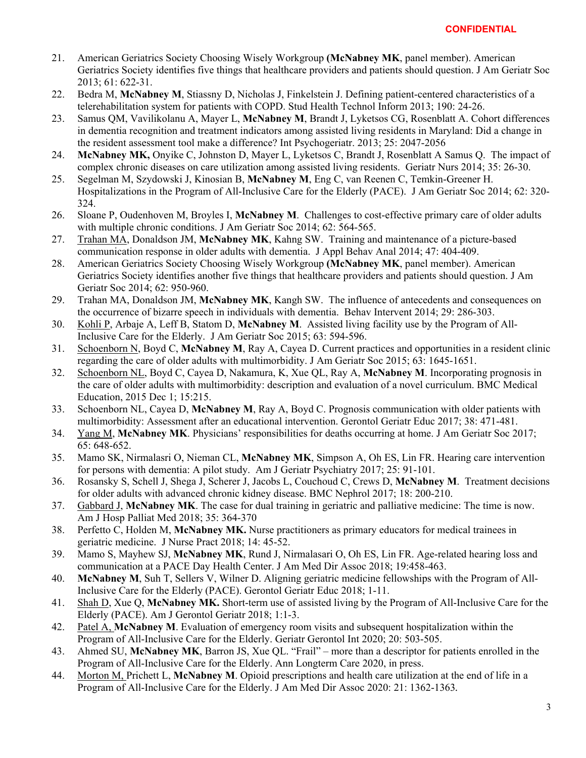21. American Geriatrics Society Choosing Wisely Workgroup **(McNabney MK**, panel member). American Geriatrics Society identifies five things that healthcare providers and patients should question. J Am Geriatr Soc 2013; 61: 622-31.
22. Bedra M, **McNabney M**, Stiassny D, Nicholas J, Finkelstein J. Defining patient-centered characteristics of a telerehabilitation system for patients with COPD. Stud Health Technol Inform 2013; 190: 24-26.
23. Samus QM, Vavilikolanu A, Mayer L, **McNabney M**, Brandt J, Lyketsos CG, Rosenblatt A. Cohort differences in dementia recognition and treatment indicators among assisted living residents in Maryland: Did a change in the resident assessment tool make a difference? Int Psychogeriatr. 2013; 25: 2047-2056
24. **McNabney MK,** Onyike C, Johnston D, Mayer L, Lyketsos C, Brandt J, Rosenblatt A Samus Q. The impact of complex chronic diseases on care utilization among assisted living residents. Geriatr Nurs 2014; 35: 26-30.
25. Segelman M, Szydowski J, Kinosian B, **McNabney M**, Eng C, van Reenen C, Temkin-Greener H. Hospitalizations in the Program of All-Inclusive Care for the Elderly (PACE). J Am Geriatr Soc 2014; 62: 320-324.
26. Sloane P, Oudenhoven M, Broyles I, **McNabney M**. Challenges to cost-effective primary care of older adults with multiple chronic conditions. J Am Geriatr Soc 2014; 62: 564-565.
27. <u>Trahan MA</u>, Donaldson JM, **McNabney MK**, Kahng SW. Training and maintenance of a picture-based communication response in older adults with dementia. J Appl Behav Anal 2014; 47: 404-409.
28. American Geriatrics Society Choosing Wisely Workgroup **(McNabney MK**, panel member). American Geriatrics Society identifies another five things that healthcare providers and patients should question. J Am Geriatr Soc 2014; 62: 950-960.
29. Trahan MA, Donaldson JM, **McNabney MK**, Kangh SW. The influence of antecedents and consequences on the occurrence of bizarre speech in individuals with dementia. Behav Intervent 2014; 29: 286-303.
30. <u>Kohli P</u>, Arbaje A, Leff B, Statom D, **McNabney M**. Assisted living facility use by the Program of All-Inclusive Care for the Elderly. J Am Geriatr Soc 2015; 63: 594-596.
31. <u>Schoenborn N</u>, Boyd C, **McNabney M**, Ray A, Cayea D. Current practices and opportunities in a resident clinic regarding the care of older adults with multimorbidity. J Am Geriatr Soc 2015; 63: 1645-1651.
32. <u>Schoenborn NL</u>, Boyd C, Cayea D, Nakamura, K, Xue QL, Ray A, **McNabney M**. Incorporating prognosis in the care of older adults with multimorbidity: description and evaluation of a novel curriculum. BMC Medical Education, 2015 Dec 1; 15:215.
33. Schoenborn NL, Cayea D, **McNabney M**, Ray A, Boyd C. Prognosis communication with older patients with multimorbidity: Assessment after an educational intervention. Gerontol Geriatr Educ 2017; 38: 471-481.
34. <u>Yang M</u>, **McNabney MK**. Physicians' responsibilities for deaths occurring at home. J Am Geriatr Soc 2017; 65: 648-652.
35. Mamo SK, Nirmalasri O, Nieman CL, **McNabney MK**, Simpson A, Oh ES, Lin FR. Hearing care intervention for persons with dementia: A pilot study. Am J Geriatr Psychiatry 2017; 25: 91-101.
36. Rosansky S, Schell J, Shega J, Scherer J, Jacobs L, Couchoud C, Crews D, **McNabney M**. Treatment decisions for older adults with advanced chronic kidney disease. BMC Nephrol 2017; 18: 200-210.
37. <u>Gabbard J</u>, **McNabney MK**. The case for dual training in geriatric and palliative medicine: The time is now. Am J Hosp Palliat Med 2018; 35: 364-370
38. Perfetto C, Holden M, **McNabney MK.** Nurse practitioners as primary educators for medical trainees in geriatric medicine. J Nurse Pract 2018; 14: 45-52.
39. Mamo S, Mayhew SJ, **McNabney MK**, Rund J, Nirmalasari O, Oh ES, Lin FR. Age-related hearing loss and communication at a PACE Day Health Center. J Am Med Dir Assoc 2018; 19:458-463.
40. **McNabney M**, Suh T, Sellers V, Wilner D. Aligning geriatric medicine fellowships with the Program of All-Inclusive Care for the Elderly (PACE). Gerontol Geriatr Educ 2018; 1-11.
41. <u>Shah D</u>, Xue Q, **McNabney MK.** Short-term use of assisted living by the Program of All-Inclusive Care for the Elderly (PACE). Am J Gerontol Geriatr 2018; 1:1-3.
42. <u>Patel A</u>, **McNabney M**. Evaluation of emergency room visits and subsequent hospitalization within the Program of All-Inclusive Care for the Elderly. Geriatr Gerontol Int 2020; 20: 503-505.
43. Ahmed SU, **McNabney MK**, Barron JS, Xue QL. "Frail" – more than a descriptor for patients enrolled in the Program of All-Inclusive Care for the Elderly. Ann Longterm Care 2020, in press.
44. <u>Morton M</u>, Prichett L, **McNabney M**. Opioid prescriptions and health care utilization at the end of life in a Program of All-Inclusive Care for the Elderly. J Am Med Dir Assoc 2020: 21: 1362-1363.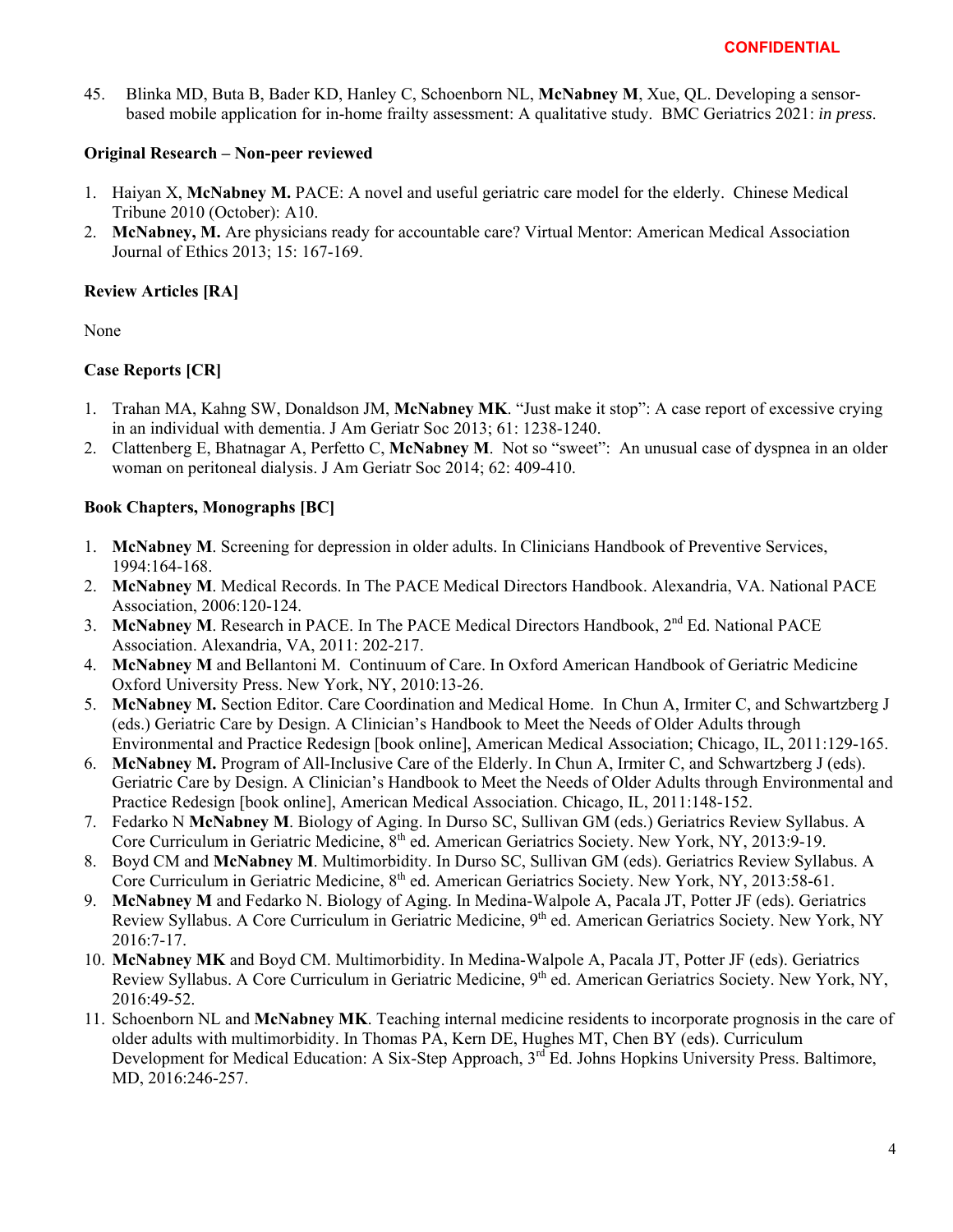CONFIDENTIAL

45. Blinka MD, Buta B, Bader KD, Hanley C, Schoenborn NL, **McNabney M**, Xue, QL. Developing a sensor-based mobile application for in-home frailty assessment: A qualitative study. BMC Geriatrics 2021: *in press*.

**Original Research – Non-peer reviewed**

1. Haiyan X, **McNabney M.** PACE: A novel and useful geriatric care model for the elderly. Chinese Medical Tribune 2010 (October): A10.
2. **McNabney, M.** Are physicians ready for accountable care? Virtual Mentor: American Medical Association Journal of Ethics 2013; 15: 167-169.

**Review Articles [RA]**

None

**Case Reports [CR]**

1. Trahan MA, Kahng SW, Donaldson JM, **McNabney MK**. "Just make it stop": A case report of excessive crying in an individual with dementia. J Am Geriatr Soc 2013; 61: 1238-1240.
2. Clattenberg E, Bhatnagar A, Perfetto C, **McNabney M**. Not so "sweet": An unusual case of dyspnea in an older woman on peritoneal dialysis. J Am Geriatr Soc 2014; 62: 409-410.

**Book Chapters, Monographs [BC]**

1. **McNabney M**. Screening for depression in older adults. In Clinicians Handbook of Preventive Services, 1994:164-168.
2. **McNabney M**. Medical Records. In The PACE Medical Directors Handbook. Alexandria, VA. National PACE Association, 2006:120-124.
3. **McNabney M**. Research in PACE. In The PACE Medical Directors Handbook, 2nd Ed. National PACE Association. Alexandria, VA, 2011: 202-217.
4. **McNabney M** and Bellantoni M. Continuum of Care. In Oxford American Handbook of Geriatric Medicine Oxford University Press. New York, NY, 2010:13-26.
5. **McNabney M.** Section Editor. Care Coordination and Medical Home. In Chun A, Irmiter C, and Schwartzberg J (eds.) Geriatric Care by Design. A Clinician's Handbook to Meet the Needs of Older Adults through Environmental and Practice Redesign [book online], American Medical Association; Chicago, IL, 2011:129-165.
6. **McNabney M.** Program of All-Inclusive Care of the Elderly. In Chun A, Irmiter C, and Schwartzberg J (eds). Geriatric Care by Design. A Clinician's Handbook to Meet the Needs of Older Adults through Environmental and Practice Redesign [book online], American Medical Association. Chicago, IL, 2011:148-152.
7. Fedarko N **McNabney M**. Biology of Aging. In Durso SC, Sullivan GM (eds.) Geriatrics Review Syllabus. A Core Curriculum in Geriatric Medicine, 8th ed. American Geriatrics Society. New York, NY, 2013:9-19.
8. Boyd CM and **McNabney M**. Multimorbidity. In Durso SC, Sullivan GM (eds). Geriatrics Review Syllabus. A Core Curriculum in Geriatric Medicine, 8th ed. American Geriatrics Society. New York, NY, 2013:58-61.
9. **McNabney M** and Fedarko N. Biology of Aging. In Medina-Walpole A, Pacala JT, Potter JF (eds). Geriatrics Review Syllabus. A Core Curriculum in Geriatric Medicine, 9th ed. American Geriatrics Society. New York, NY 2016:7-17.
10. **McNabney MK** and Boyd CM. Multimorbidity. In Medina-Walpole A, Pacala JT, Potter JF (eds). Geriatrics Review Syllabus. A Core Curriculum in Geriatric Medicine, 9th ed. American Geriatrics Society. New York, NY, 2016:49-52.
11. Schoenborn NL and **McNabney MK**. Teaching internal medicine residents to incorporate prognosis in the care of older adults with multimorbidity. In Thomas PA, Kern DE, Hughes MT, Chen BY (eds). Curriculum Development for Medical Education: A Six-Step Approach, 3rd Ed. Johns Hopkins University Press. Baltimore, MD, 2016:246-257.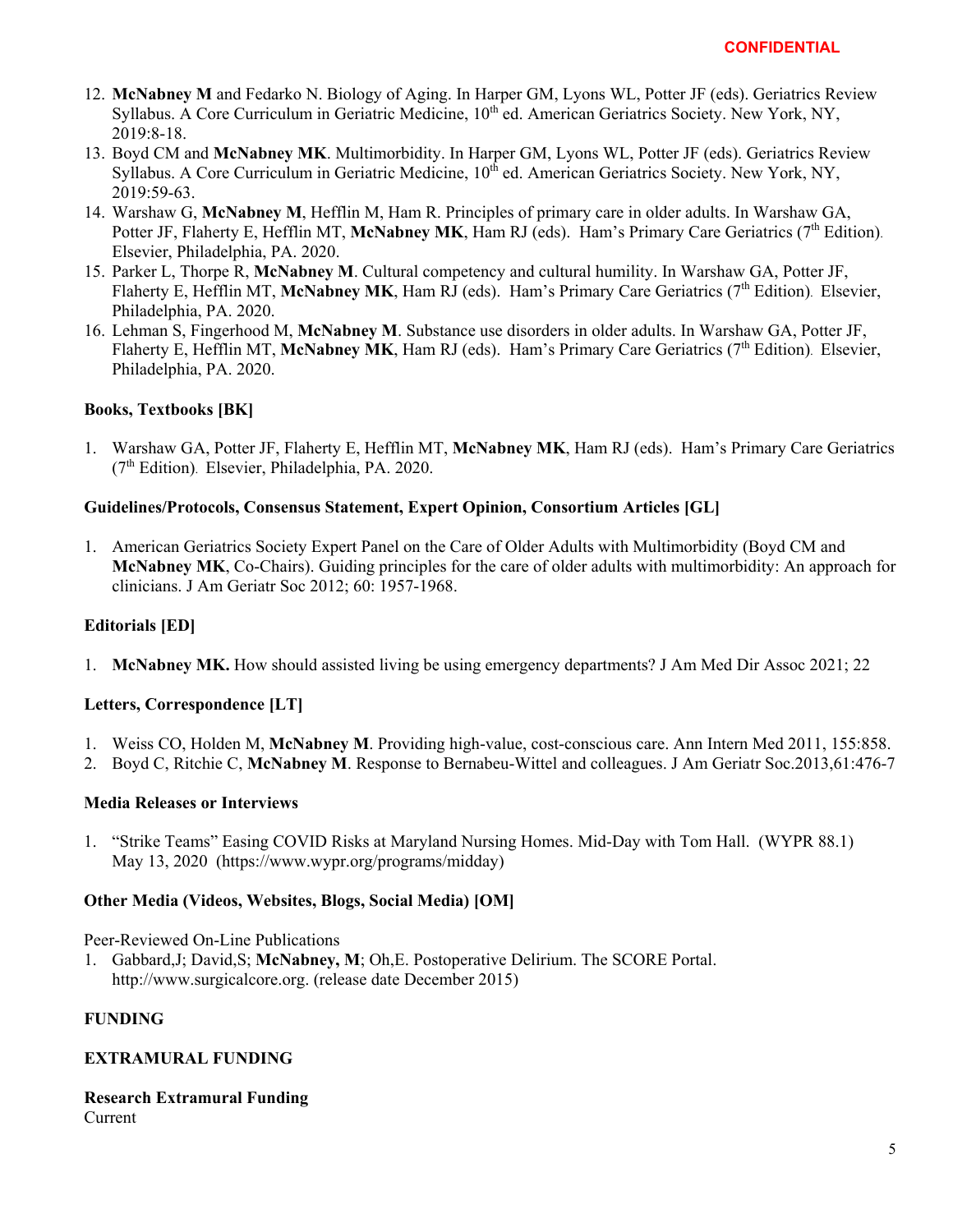12. **McNabney M** and Fedarko N. Biology of Aging. In Harper GM, Lyons WL, Potter JF (eds). Geriatrics Review Syllabus. A Core Curriculum in Geriatric Medicine, 10th ed. American Geriatrics Society. New York, NY, 2019:8-18.
13. Boyd CM and **McNabney MK**. Multimorbidity. In Harper GM, Lyons WL, Potter JF (eds). Geriatrics Review Syllabus. A Core Curriculum in Geriatric Medicine, 10th ed. American Geriatrics Society. New York, NY, 2019:59-63.
14. Warshaw G, **McNabney M**, Hefflin M, Ham R. Principles of primary care in older adults. In Warshaw GA, Potter JF, Flaherty E, Hefflin MT, **McNabney MK**, Ham RJ (eds). Ham's Primary Care Geriatrics (7th Edition). Elsevier, Philadelphia, PA. 2020.
15. Parker L, Thorpe R, **McNabney M**. Cultural competency and cultural humility. In Warshaw GA, Potter JF, Flaherty E, Hefflin MT, **McNabney MK**, Ham RJ (eds). Ham's Primary Care Geriatrics (7th Edition). Elsevier, Philadelphia, PA. 2020.
16. Lehman S, Fingerhood M, **McNabney M**. Substance use disorders in older adults. In Warshaw GA, Potter JF, Flaherty E, Hefflin MT, **McNabney MK**, Ham RJ (eds). Ham's Primary Care Geriatrics (7th Edition). Elsevier, Philadelphia, PA. 2020.

**Books, Textbooks [BK]**

1. Warshaw GA, Potter JF, Flaherty E, Hefflin MT, **McNabney MK**, Ham RJ (eds). Ham's Primary Care Geriatrics (7th Edition). Elsevier, Philadelphia, PA. 2020.

**Guidelines/Protocols, Consensus Statement, Expert Opinion, Consortium Articles [GL]**

1. American Geriatrics Society Expert Panel on the Care of Older Adults with Multimorbidity (Boyd CM and **McNabney MK**, Co-Chairs). Guiding principles for the care of older adults with multimorbidity: An approach for clinicians. J Am Geriatr Soc 2012; 60: 1957-1968.

**Editorials [ED]**

1. **McNabney MK.** How should assisted living be using emergency departments? J Am Med Dir Assoc 2021; 22

**Letters, Correspondence [LT]**

1. Weiss CO, Holden M, **McNabney M**. Providing high-value, cost-conscious care. Ann Intern Med 2011, 155:858.
2. Boyd C, Ritchie C, **McNabney M**. Response to Bernabeu-Wittel and colleagues. J Am Geriatr Soc.2013,61:476-7

**Media Releases or Interviews**

1. "Strike Teams" Easing COVID Risks at Maryland Nursing Homes. Mid-Day with Tom Hall. (WYPR 88.1) May 13, 2020 (https://www.wypr.org/programs/midday)

**Other Media (Videos, Websites, Blogs, Social Media) [OM]**

Peer-Reviewed On-Line Publications

1. Gabbard,J; David,S; **McNabney, M**; Oh,E. Postoperative Delirium. The SCORE Portal. http://www.surgicalcore.org. (release date December 2015)

**FUNDING**

**EXTRAMURAL FUNDING**

**Research Extramural Funding**

Current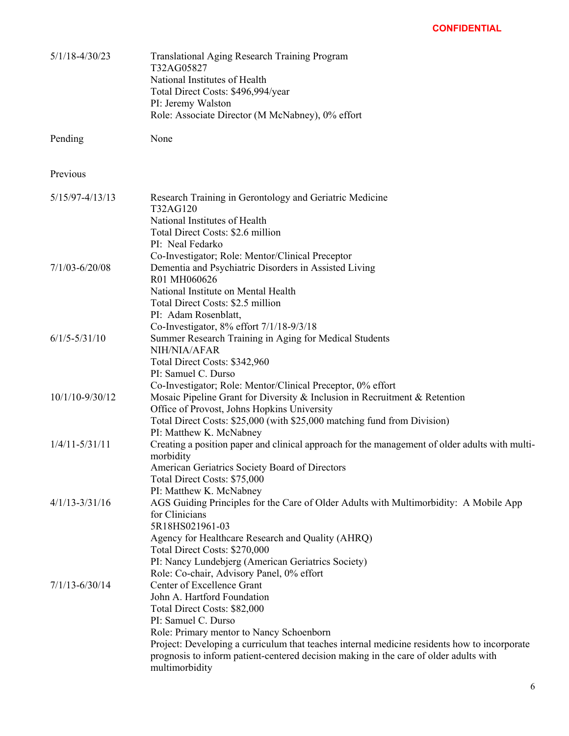CONFIDENTIAL

| | |
|---|---|
| 5/1/18-4/30/23 | Translational Aging Research Training Program<br>T32AG05827<br>National Institutes of Health<br>Total Direct Costs: $496,994/year<br>PI: Jeremy Walston<br>Role: Associate Director (M McNabney), 0% effort |
| Pending | None |

Previous

| | |
|---|---|
| 5/15/97-4/13/13 | Research Training in Gerontology and Geriatric Medicine<br>T32AG120<br>National Institutes of Health<br>Total Direct Costs: $2.6 million<br>PI: Neal Fedarko<br>Co-Investigator; Role: Mentor/Clinical Preceptor |
| 7/1/03-6/20/08 | Dementia and Psychiatric Disorders in Assisted Living<br>R01 MH060626<br>National Institute on Mental Health<br>Total Direct Costs: $2.5 million<br>PI: Adam Rosenblatt,<br>Co-Investigator, 8% effort 7/1/18-9/3/18 |
| 6/1/5-5/31/10 | Summer Research Training in Aging for Medical Students<br>NIH/NIA/AFAR<br>Total Direct Costs: $342,960<br>PI: Samuel C. Durso<br>Co-Investigator; Role: Mentor/Clinical Preceptor, 0% effort |
| 10/1/10-9/30/12 | Mosaic Pipeline Grant for Diversity & Inclusion in Recruitment & Retention<br>Office of Provost, Johns Hopkins University<br>Total Direct Costs: $25,000 (with $25,000 matching fund from Division)<br>PI: Matthew K. McNabney |
| 1/4/11-5/31/11 | Creating a position paper and clinical approach for the management of older adults with multi-morbidity<br>American Geriatrics Society Board of Directors<br>Total Direct Costs: $75,000<br>PI: Matthew K. McNabney |
| 4/1/13-3/31/16 | AGS Guiding Principles for the Care of Older Adults with Multimorbidity: A Mobile App for Clinicians<br>5R18HS021961-03<br>Agency for Healthcare Research and Quality (AHRQ)<br>Total Direct Costs: $270,000<br>PI: Nancy Lundebjerg (American Geriatrics Society)<br>Role: Co-chair, Advisory Panel, 0% effort |
| 7/1/13-6/30/14 | Center of Excellence Grant<br>John A. Hartford Foundation<br>Total Direct Costs: $82,000<br>PI: Samuel C. Durso<br>Role: Primary mentor to Nancy Schoenborn<br>Project: Developing a curriculum that teaches internal medicine residents how to incorporate prognosis to inform patient-centered decision making in the care of older adults with multimorbidity |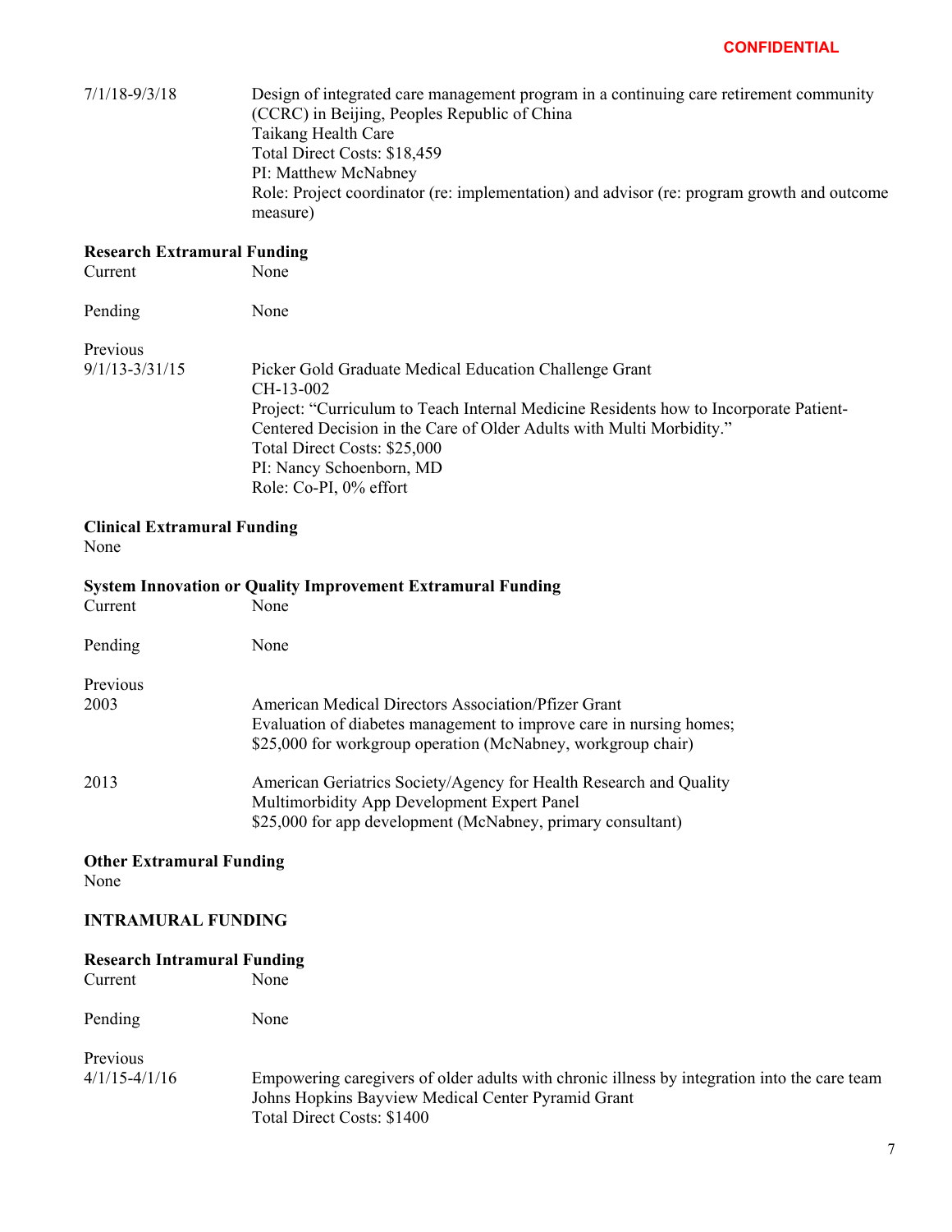**CONFIDENTIAL**

7/1/18-9/3/18 Design of integrated care management program in a continuing care retirement community (CCRC) in Beijing, Peoples Republic of China
Taikang Health Care
Total Direct Costs: $18,459
PI: Matthew McNabney
Role: Project coordinator (re: implementation) and advisor (re: program growth and outcome measure)

**Research Extramural Funding**

Current None

Pending None

Previous

9/1/13-3/31/15 Picker Gold Graduate Medical Education Challenge Grant
CH-13-002
Project: "Curriculum to Teach Internal Medicine Residents how to Incorporate Patient-Centered Decision in the Care of Older Adults with Multi Morbidity."
Total Direct Costs: $25,000
PI: Nancy Schoenborn, MD
Role: Co-PI, 0% effort

**Clinical Extramural Funding**

None

**System Innovation or Quality Improvement Extramural Funding**

Current None

Pending None

Previous

2003 American Medical Directors Association/Pfizer Grant
Evaluation of diabetes management to improve care in nursing homes;
$25,000 for workgroup operation (McNabney, workgroup chair)

2013 American Geriatrics Society/Agency for Health Research and Quality
Multimorbidity App Development Expert Panel
$25,000 for app development (McNabney, primary consultant)

**Other Extramural Funding**

None

**INTRAMURAL FUNDING**

**Research Intramural Funding**

Current None

Pending None

Previous

4/1/15-4/1/16 Empowering caregivers of older adults with chronic illness by integration into the care team
Johns Hopkins Bayview Medical Center Pyramid Grant
Total Direct Costs: $1400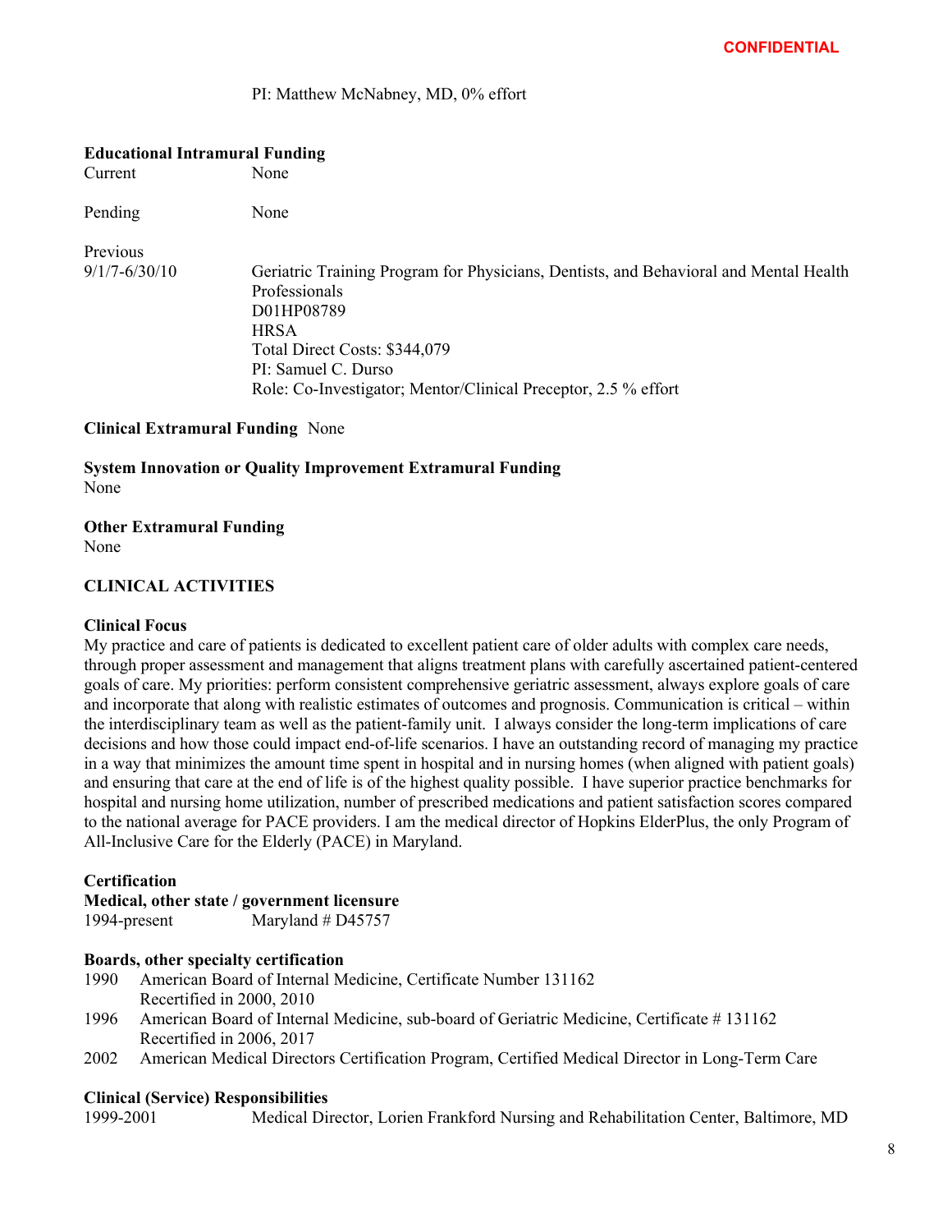PI: Matthew McNabney, MD, 0% effort

**Educational Intramural Funding**

Current None

Pending None

Previous

9/1/7-6/30/10 Geriatric Training Program for Physicians, Dentists, and Behavioral and Mental Health Professionals
D01HP08789
HRSA
Total Direct Costs: $344,079
PI: Samuel C. Durso
Role: Co-Investigator; Mentor/Clinical Preceptor, 2.5 % effort

**Clinical Extramural Funding** None

**System Innovation or Quality Improvement Extramural Funding**
None

**Other Extramural Funding**
None

## CLINICAL ACTIVITIES

**Clinical Focus**

My practice and care of patients is dedicated to excellent patient care of older adults with complex care needs, through proper assessment and management that aligns treatment plans with carefully ascertained patient-centered goals of care. My priorities: perform consistent comprehensive geriatric assessment, always explore goals of care and incorporate that along with realistic estimates of outcomes and prognosis. Communication is critical – within the interdisciplinary team as well as the patient-family unit. I always consider the long-term implications of care decisions and how those could impact end-of-life scenarios. I have an outstanding record of managing my practice in a way that minimizes the amount time spent in hospital and in nursing homes (when aligned with patient goals) and ensuring that care at the end of life is of the highest quality possible. I have superior practice benchmarks for hospital and nursing home utilization, number of prescribed medications and patient satisfaction scores compared to the national average for PACE providers. I am the medical director of Hopkins ElderPlus, the only Program of All-Inclusive Care for the Elderly (PACE) in Maryland.

**Certification**

**Medical, other state / government licensure**

1994-present Maryland # D45757

**Boards, other specialty certification**

1990 American Board of Internal Medicine, Certificate Number 131162
Recertified in 2000, 2010

1996 American Board of Internal Medicine, sub-board of Geriatric Medicine, Certificate # 131162
Recertified in 2006, 2017

2002 American Medical Directors Certification Program, Certified Medical Director in Long-Term Care

**Clinical (Service) Responsibilities**

1999-2001 Medical Director, Lorien Frankford Nursing and Rehabilitation Center, Baltimore, MD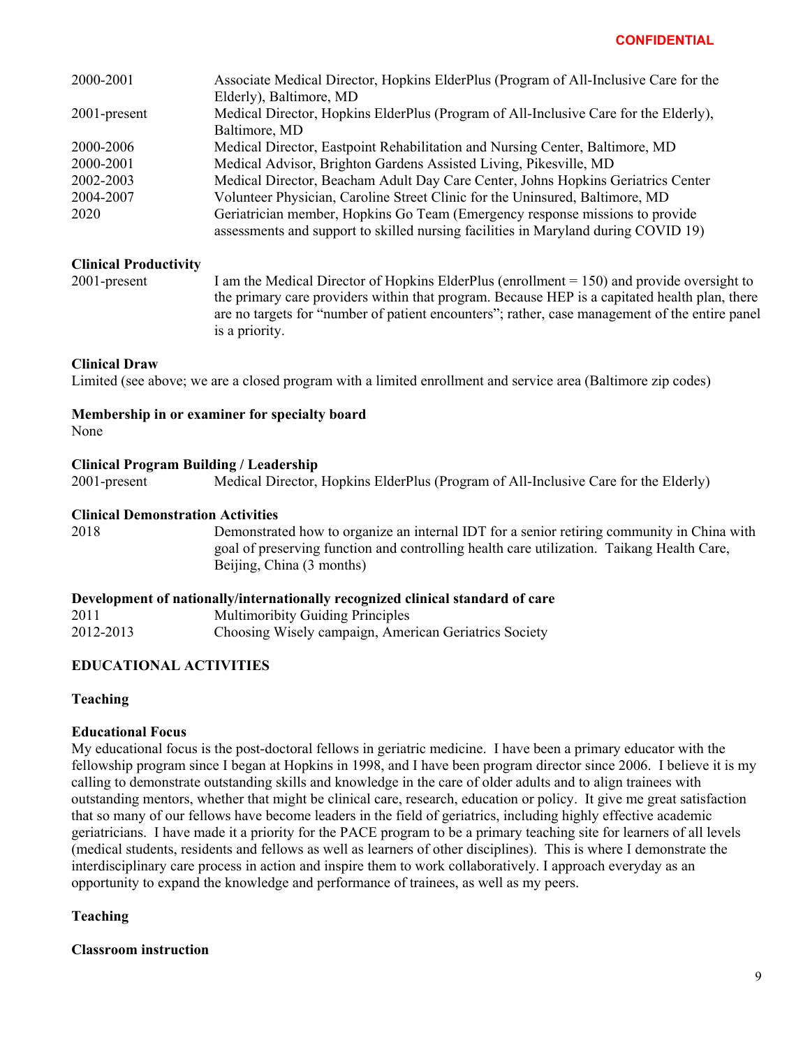**CONFIDENTIAL**

| | |
|---|---|
| 2000-2001 | Associate Medical Director, Hopkins ElderPlus (Program of All-Inclusive Care for the Elderly), Baltimore, MD |
| 2001-present | Medical Director, Hopkins ElderPlus (Program of All-Inclusive Care for the Elderly), Baltimore, MD |
| 2000-2006 | Medical Director, Eastpoint Rehabilitation and Nursing Center, Baltimore, MD |
| 2000-2001 | Medical Advisor, Brighton Gardens Assisted Living, Pikesville, MD |
| 2002-2003 | Medical Director, Beacham Adult Day Care Center, Johns Hopkins Geriatrics Center |
| 2004-2007 | Volunteer Physician, Caroline Street Clinic for the Uninsured, Baltimore, MD |
| 2020 | Geriatrician member, Hopkins Go Team (Emergency response missions to provide assessments and support to skilled nursing facilities in Maryland during COVID 19) |

**Clinical Productivity**

2001-present — I am the Medical Director of Hopkins ElderPlus (enrollment = 150) and provide oversight to the primary care providers within that program. Because HEP is a capitated health plan, there are no targets for "number of patient encounters"; rather, case management of the entire panel is a priority.

**Clinical Draw**

Limited (see above; we are a closed program with a limited enrollment and service area (Baltimore zip codes)

**Membership in or examiner for specialty board**

None

**Clinical Program Building / Leadership**

2001-present — Medical Director, Hopkins ElderPlus (Program of All-Inclusive Care for the Elderly)

**Clinical Demonstration Activities**

2018 — Demonstrated how to organize an internal IDT for a senior retiring community in China with goal of preserving function and controlling health care utilization. Taikang Health Care, Beijing, China (3 months)

**Development of nationally/internationally recognized clinical standard of care**

| | |
|---|---|
| 2011 | Multimoribity Guiding Principles |
| 2012-2013 | Choosing Wisely campaign, American Geriatrics Society |

## EDUCATIONAL ACTIVITIES

**Teaching**

**Educational Focus**

My educational focus is the post-doctoral fellows in geriatric medicine. I have been a primary educator with the fellowship program since I began at Hopkins in 1998, and I have been program director since 2006. I believe it is my calling to demonstrate outstanding skills and knowledge in the care of older adults and to align trainees with outstanding mentors, whether that might be clinical care, research, education or policy. It give me great satisfaction that so many of our fellows have become leaders in the field of geriatrics, including highly effective academic geriatricians. I have made it a priority for the PACE program to be a primary teaching site for learners of all levels (medical students, residents and fellows as well as learners of other disciplines). This is where I demonstrate the interdisciplinary care process in action and inspire them to work collaboratively. I approach everyday as an opportunity to expand the knowledge and performance of trainees, as well as my peers.

**Teaching**

**Classroom instruction**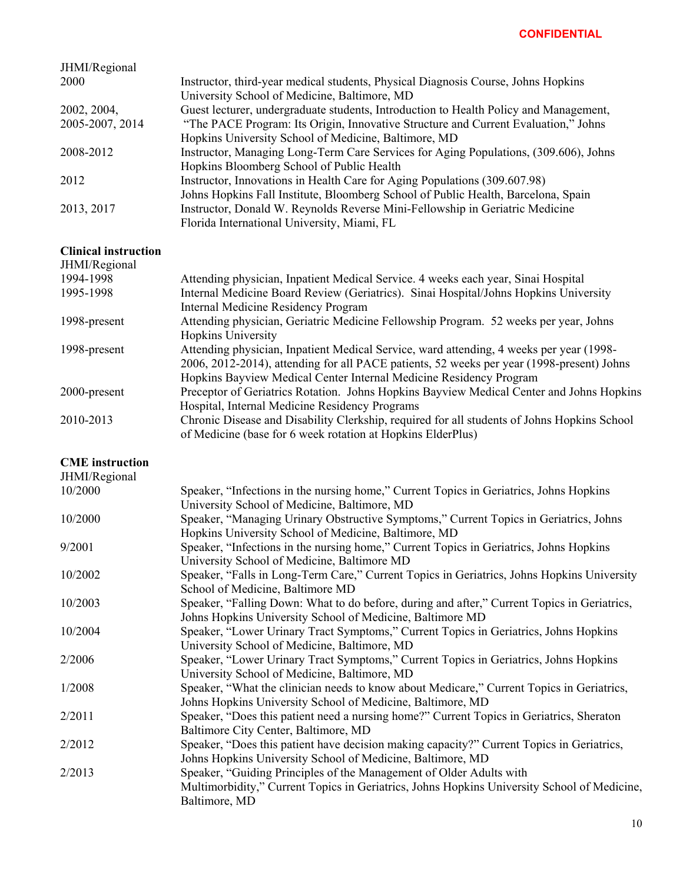JHMI/Regional

| | |
|---|---|
| 2000 | Instructor, third-year medical students, Physical Diagnosis Course, Johns Hopkins University School of Medicine, Baltimore, MD |
| 2002, 2004, 2005-2007, 2014 | Guest lecturer, undergraduate students, Introduction to Health Policy and Management, "The PACE Program: Its Origin, Innovative Structure and Current Evaluation," Johns Hopkins University School of Medicine, Baltimore, MD |
| 2008-2012 | Instructor, Managing Long-Term Care Services for Aging Populations, (309.606), Johns Hopkins Bloomberg School of Public Health |
| 2012 | Instructor, Innovations in Health Care for Aging Populations (309.607.98) Johns Hopkins Fall Institute, Bloomberg School of Public Health, Barcelona, Spain |
| 2013, 2017 | Instructor, Donald W. Reynolds Reverse Mini-Fellowship in Geriatric Medicine Florida International University, Miami, FL |

**Clinical instruction**

JHMI/Regional

| | |
|---|---|
| 1994-1998 | Attending physician, Inpatient Medical Service. 4 weeks each year, Sinai Hospital |
| 1995-1998 | Internal Medicine Board Review (Geriatrics). Sinai Hospital/Johns Hopkins University Internal Medicine Residency Program |
| 1998-present | Attending physician, Geriatric Medicine Fellowship Program. 52 weeks per year, Johns Hopkins University |
| 1998-present | Attending physician, Inpatient Medical Service, ward attending, 4 weeks per year (1998-2006, 2012-2014), attending for all PACE patients, 52 weeks per year (1998-present) Johns Hopkins Bayview Medical Center Internal Medicine Residency Program |
| 2000-present | Preceptor of Geriatrics Rotation. Johns Hopkins Bayview Medical Center and Johns Hopkins Hospital, Internal Medicine Residency Programs |
| 2010-2013 | Chronic Disease and Disability Clerkship, required for all students of Johns Hopkins School of Medicine (base for 6 week rotation at Hopkins ElderPlus) |

**CME instruction**

JHMI/Regional

| | |
|---|---|
| 10/2000 | Speaker, "Infections in the nursing home," Current Topics in Geriatrics, Johns Hopkins University School of Medicine, Baltimore, MD |
| 10/2000 | Speaker, "Managing Urinary Obstructive Symptoms," Current Topics in Geriatrics, Johns Hopkins University School of Medicine, Baltimore, MD |
| 9/2001 | Speaker, "Infections in the nursing home," Current Topics in Geriatrics, Johns Hopkins University School of Medicine, Baltimore MD |
| 10/2002 | Speaker, "Falls in Long-Term Care," Current Topics in Geriatrics, Johns Hopkins University School of Medicine, Baltimore MD |
| 10/2003 | Speaker, "Falling Down: What to do before, during and after," Current Topics in Geriatrics, Johns Hopkins University School of Medicine, Baltimore MD |
| 10/2004 | Speaker, "Lower Urinary Tract Symptoms," Current Topics in Geriatrics, Johns Hopkins University School of Medicine, Baltimore, MD |
| 2/2006 | Speaker, "Lower Urinary Tract Symptoms," Current Topics in Geriatrics, Johns Hopkins University School of Medicine, Baltimore, MD |
| 1/2008 | Speaker, "What the clinician needs to know about Medicare," Current Topics in Geriatrics, Johns Hopkins University School of Medicine, Baltimore, MD |
| 2/2011 | Speaker, "Does this patient need a nursing home?" Current Topics in Geriatrics, Sheraton Baltimore City Center, Baltimore, MD |
| 2/2012 | Speaker, "Does this patient have decision making capacity?" Current Topics in Geriatrics, Johns Hopkins University School of Medicine, Baltimore, MD |
| 2/2013 | Speaker, "Guiding Principles of the Management of Older Adults with Multimorbidity," Current Topics in Geriatrics, Johns Hopkins University School of Medicine, Baltimore, MD |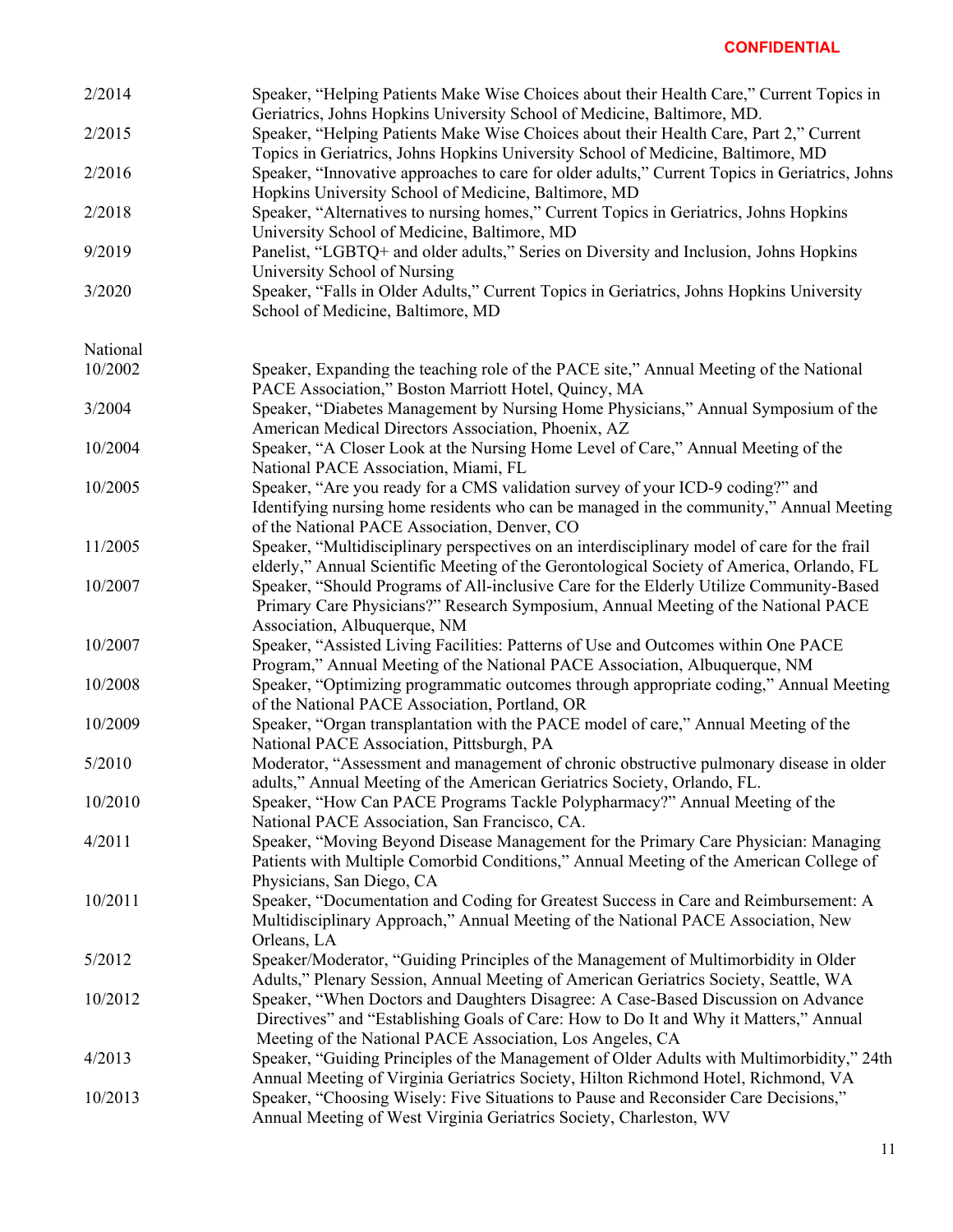**CONFIDENTIAL**

| | |
|---|---|
| 2/2014 | Speaker, "Helping Patients Make Wise Choices about their Health Care," Current Topics in Geriatrics, Johns Hopkins University School of Medicine, Baltimore, MD. |
| 2/2015 | Speaker, "Helping Patients Make Wise Choices about their Health Care, Part 2," Current Topics in Geriatrics, Johns Hopkins University School of Medicine, Baltimore, MD |
| 2/2016 | Speaker, "Innovative approaches to care for older adults," Current Topics in Geriatrics, Johns Hopkins University School of Medicine, Baltimore, MD |
| 2/2018 | Speaker, "Alternatives to nursing homes," Current Topics in Geriatrics, Johns Hopkins University School of Medicine, Baltimore, MD |
| 9/2019 | Panelist, "LGBTQ+ and older adults," Series on Diversity and Inclusion, Johns Hopkins University School of Nursing |
| 3/2020 | Speaker, "Falls in Older Adults," Current Topics in Geriatrics, Johns Hopkins University School of Medicine, Baltimore, MD |

National

| | |
|---|---|
| 10/2002 | Speaker, Expanding the teaching role of the PACE site," Annual Meeting of the National PACE Association," Boston Marriott Hotel, Quincy, MA |
| 3/2004 | Speaker, "Diabetes Management by Nursing Home Physicians," Annual Symposium of the American Medical Directors Association, Phoenix, AZ |
| 10/2004 | Speaker, "A Closer Look at the Nursing Home Level of Care," Annual Meeting of the National PACE Association, Miami, FL |
| 10/2005 | Speaker, "Are you ready for a CMS validation survey of your ICD-9 coding?" and Identifying nursing home residents who can be managed in the community," Annual Meeting of the National PACE Association, Denver, CO |
| 11/2005 | Speaker, "Multidisciplinary perspectives on an interdisciplinary model of care for the frail elderly," Annual Scientific Meeting of the Gerontological Society of America, Orlando, FL |
| 10/2007 | Speaker, "Should Programs of All-inclusive Care for the Elderly Utilize Community-Based Primary Care Physicians?" Research Symposium, Annual Meeting of the National PACE Association, Albuquerque, NM |
| 10/2007 | Speaker, "Assisted Living Facilities: Patterns of Use and Outcomes within One PACE Program," Annual Meeting of the National PACE Association, Albuquerque, NM |
| 10/2008 | Speaker, "Optimizing programmatic outcomes through appropriate coding," Annual Meeting of the National PACE Association, Portland, OR |
| 10/2009 | Speaker, "Organ transplantation with the PACE model of care," Annual Meeting of the National PACE Association, Pittsburgh, PA |
| 5/2010 | Moderator, "Assessment and management of chronic obstructive pulmonary disease in older adults," Annual Meeting of the American Geriatrics Society, Orlando, FL. |
| 10/2010 | Speaker, "How Can PACE Programs Tackle Polypharmacy?" Annual Meeting of the National PACE Association, San Francisco, CA. |
| 4/2011 | Speaker, "Moving Beyond Disease Management for the Primary Care Physician: Managing Patients with Multiple Comorbid Conditions," Annual Meeting of the American College of Physicians, San Diego, CA |
| 10/2011 | Speaker, "Documentation and Coding for Greatest Success in Care and Reimbursement: A Multidisciplinary Approach," Annual Meeting of the National PACE Association, New Orleans, LA |
| 5/2012 | Speaker/Moderator, "Guiding Principles of the Management of Multimorbidity in Older Adults," Plenary Session, Annual Meeting of American Geriatrics Society, Seattle, WA |
| 10/2012 | Speaker, "When Doctors and Daughters Disagree: A Case-Based Discussion on Advance Directives" and "Establishing Goals of Care: How to Do It and Why it Matters," Annual Meeting of the National PACE Association, Los Angeles, CA |
| 4/2013 | Speaker, "Guiding Principles of the Management of Older Adults with Multimorbidity," 24th Annual Meeting of Virginia Geriatrics Society, Hilton Richmond Hotel, Richmond, VA |
| 10/2013 | Speaker, "Choosing Wisely: Five Situations to Pause and Reconsider Care Decisions," Annual Meeting of West Virginia Geriatrics Society, Charleston, WV |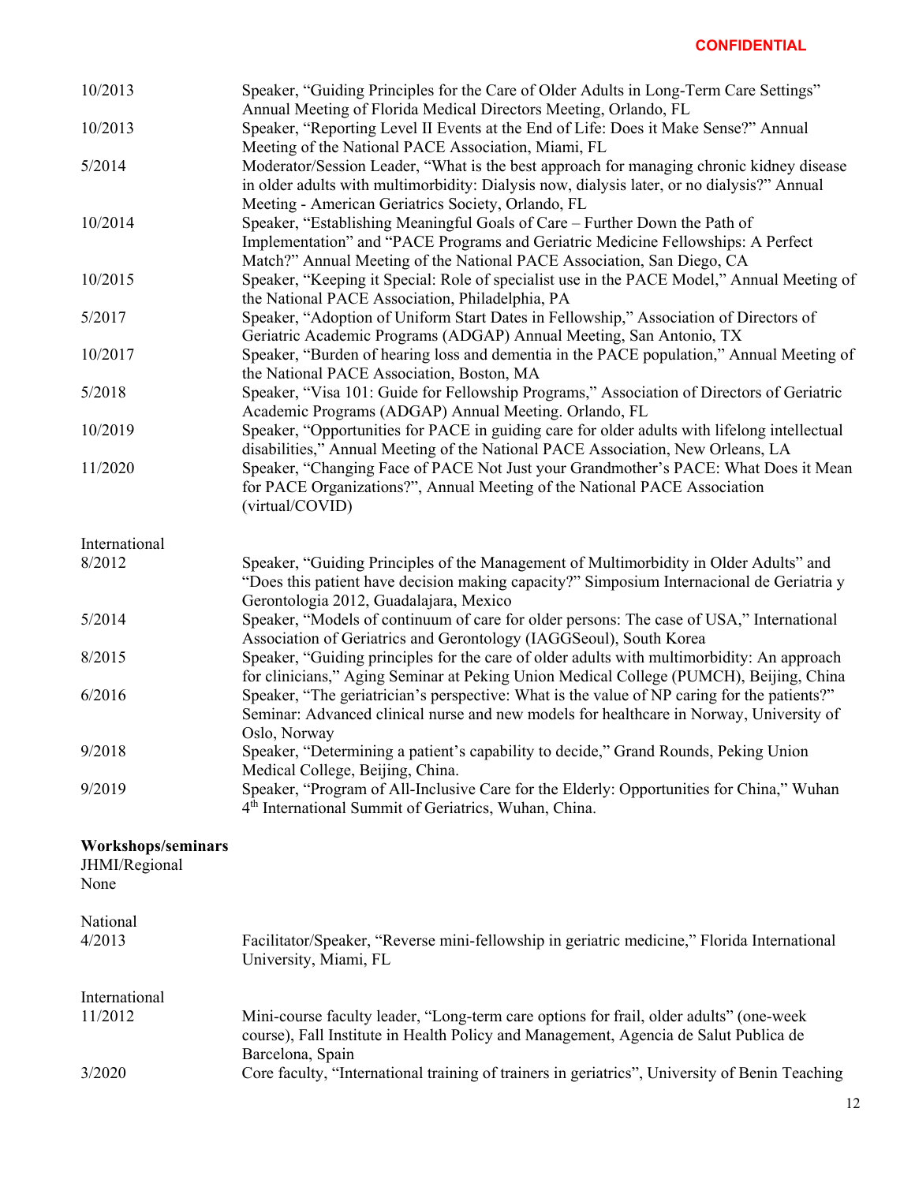| | |
|---|---|
| 10/2013 | Speaker, "Guiding Principles for the Care of Older Adults in Long-Term Care Settings" Annual Meeting of Florida Medical Directors Meeting, Orlando, FL |
| 10/2013 | Speaker, "Reporting Level II Events at the End of Life: Does it Make Sense?" Annual Meeting of the National PACE Association, Miami, FL |
| 5/2014 | Moderator/Session Leader, "What is the best approach for managing chronic kidney disease in older adults with multimorbidity: Dialysis now, dialysis later, or no dialysis?" Annual Meeting - American Geriatrics Society, Orlando, FL |
| 10/2014 | Speaker, "Establishing Meaningful Goals of Care – Further Down the Path of Implementation" and "PACE Programs and Geriatric Medicine Fellowships: A Perfect Match?" Annual Meeting of the National PACE Association, San Diego, CA |
| 10/2015 | Speaker, "Keeping it Special: Role of specialist use in the PACE Model," Annual Meeting of the National PACE Association, Philadelphia, PA |
| 5/2017 | Speaker, "Adoption of Uniform Start Dates in Fellowship," Association of Directors of Geriatric Academic Programs (ADGAP) Annual Meeting, San Antonio, TX |
| 10/2017 | Speaker, "Burden of hearing loss and dementia in the PACE population," Annual Meeting of the National PACE Association, Boston, MA |
| 5/2018 | Speaker, "Visa 101: Guide for Fellowship Programs," Association of Directors of Geriatric Academic Programs (ADGAP) Annual Meeting. Orlando, FL |
| 10/2019 | Speaker, "Opportunities for PACE in guiding care for older adults with lifelong intellectual disabilities," Annual Meeting of the National PACE Association, New Orleans, LA |
| 11/2020 | Speaker, "Changing Face of PACE Not Just your Grandmother's PACE: What Does it Mean for PACE Organizations?", Annual Meeting of the National PACE Association (virtual/COVID) |

International

| | |
|---|---|
| 8/2012 | Speaker, "Guiding Principles of the Management of Multimorbidity in Older Adults" and "Does this patient have decision making capacity?" Simposium Internacional de Geriatria y Gerontologia 2012, Guadalajara, Mexico |
| 5/2014 | Speaker, "Models of continuum of care for older persons: The case of USA," International Association of Geriatrics and Gerontology (IAGGSeoul), South Korea |
| 8/2015 | Speaker, "Guiding principles for the care of older adults with multimorbidity: An approach for clinicians," Aging Seminar at Peking Union Medical College (PUMCH), Beijing, China |
| 6/2016 | Speaker, "The geriatrician's perspective: What is the value of NP caring for the patients?" Seminar: Advanced clinical nurse and new models for healthcare in Norway, University of Oslo, Norway |
| 9/2018 | Speaker, "Determining a patient's capability to decide," Grand Rounds, Peking Union Medical College, Beijing, China. |
| 9/2019 | Speaker, "Program of All-Inclusive Care for the Elderly: Opportunities for China," Wuhan 4th International Summit of Geriatrics, Wuhan, China. |

**Workshops/seminars**

JHMI/Regional

None

National

| | |
|---|---|
| 4/2013 | Facilitator/Speaker, "Reverse mini-fellowship in geriatric medicine," Florida International University, Miami, FL |

International

| | |
|---|---|
| 11/2012 | Mini-course faculty leader, "Long-term care options for frail, older adults" (one-week course), Fall Institute in Health Policy and Management, Agencia de Salut Publica de Barcelona, Spain |
| 3/2020 | Core faculty, "International training of trainers in geriatrics", University of Benin Teaching |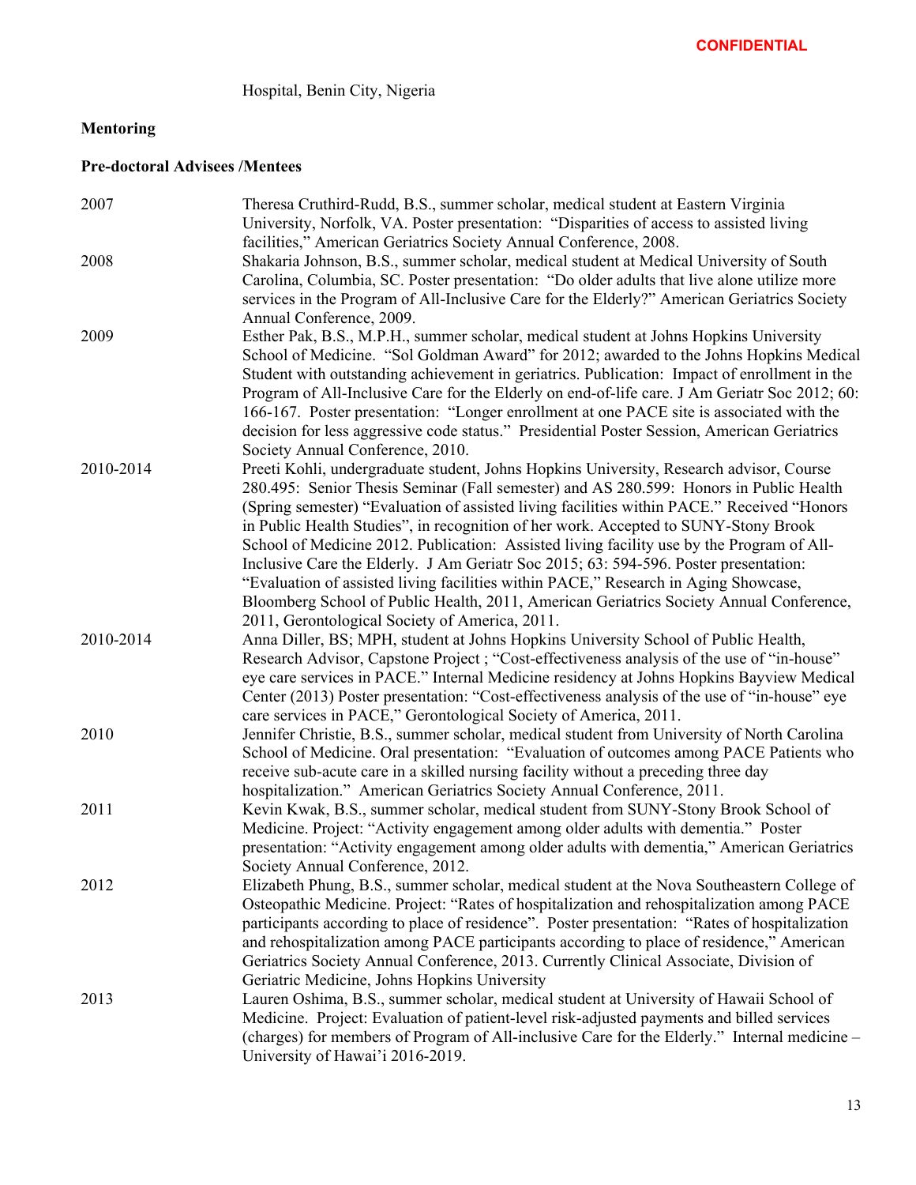Hospital, Benin City, Nigeria

**Mentoring**

**Pre-doctoral Advisees /Mentees**

| | |
|---|---|
| 2007 | Theresa Cruthird-Rudd, B.S., summer scholar, medical student at Eastern Virginia University, Norfolk, VA. Poster presentation: "Disparities of access to assisted living facilities," American Geriatrics Society Annual Conference, 2008. |
| 2008 | Shakaria Johnson, B.S., summer scholar, medical student at Medical University of South Carolina, Columbia, SC. Poster presentation: "Do older adults that live alone utilize more services in the Program of All-Inclusive Care for the Elderly?" American Geriatrics Society Annual Conference, 2009. |
| 2009 | Esther Pak, B.S., M.P.H., summer scholar, medical student at Johns Hopkins University School of Medicine. "Sol Goldman Award" for 2012; awarded to the Johns Hopkins Medical Student with outstanding achievement in geriatrics. Publication: Impact of enrollment in the Program of All-Inclusive Care for the Elderly on end-of-life care. J Am Geriatr Soc 2012; 60: 166-167. Poster presentation: "Longer enrollment at one PACE site is associated with the decision for less aggressive code status." Presidential Poster Session, American Geriatrics Society Annual Conference, 2010. |
| 2010-2014 | Preeti Kohli, undergraduate student, Johns Hopkins University, Research advisor, Course 280.495: Senior Thesis Seminar (Fall semester) and AS 280.599: Honors in Public Health (Spring semester) "Evaluation of assisted living facilities within PACE." Received "Honors in Public Health Studies", in recognition of her work. Accepted to SUNY-Stony Brook School of Medicine 2012. Publication: Assisted living facility use by the Program of All-Inclusive Care the Elderly. J Am Geriatr Soc 2015; 63: 594-596. Poster presentation: "Evaluation of assisted living facilities within PACE," Research in Aging Showcase, Bloomberg School of Public Health, 2011, American Geriatrics Society Annual Conference, 2011, Gerontological Society of America, 2011. |
| 2010-2014 | Anna Diller, BS; MPH, student at Johns Hopkins University School of Public Health, Research Advisor, Capstone Project ; "Cost-effectiveness analysis of the use of "in-house" eye care services in PACE." Internal Medicine residency at Johns Hopkins Bayview Medical Center (2013) Poster presentation: "Cost-effectiveness analysis of the use of "in-house" eye care services in PACE," Gerontological Society of America, 2011. |
| 2010 | Jennifer Christie, B.S., summer scholar, medical student from University of North Carolina School of Medicine. Oral presentation: "Evaluation of outcomes among PACE Patients who receive sub-acute care in a skilled nursing facility without a preceding three day hospitalization." American Geriatrics Society Annual Conference, 2011. |
| 2011 | Kevin Kwak, B.S., summer scholar, medical student from SUNY-Stony Brook School of Medicine. Project: "Activity engagement among older adults with dementia." Poster presentation: "Activity engagement among older adults with dementia," American Geriatrics Society Annual Conference, 2012. |
| 2012 | Elizabeth Phung, B.S., summer scholar, medical student at the Nova Southeastern College of Osteopathic Medicine. Project: "Rates of hospitalization and rehospitalization among PACE participants according to place of residence". Poster presentation: "Rates of hospitalization and rehospitalization among PACE participants according to place of residence," American Geriatrics Society Annual Conference, 2013. Currently Clinical Associate, Division of Geriatric Medicine, Johns Hopkins University |
| 2013 | Lauren Oshima, B.S., summer scholar, medical student at University of Hawaii School of Medicine. Project: Evaluation of patient-level risk-adjusted payments and billed services (charges) for members of Program of All-inclusive Care for the Elderly." Internal medicine – University of Hawai'i 2016-2019. |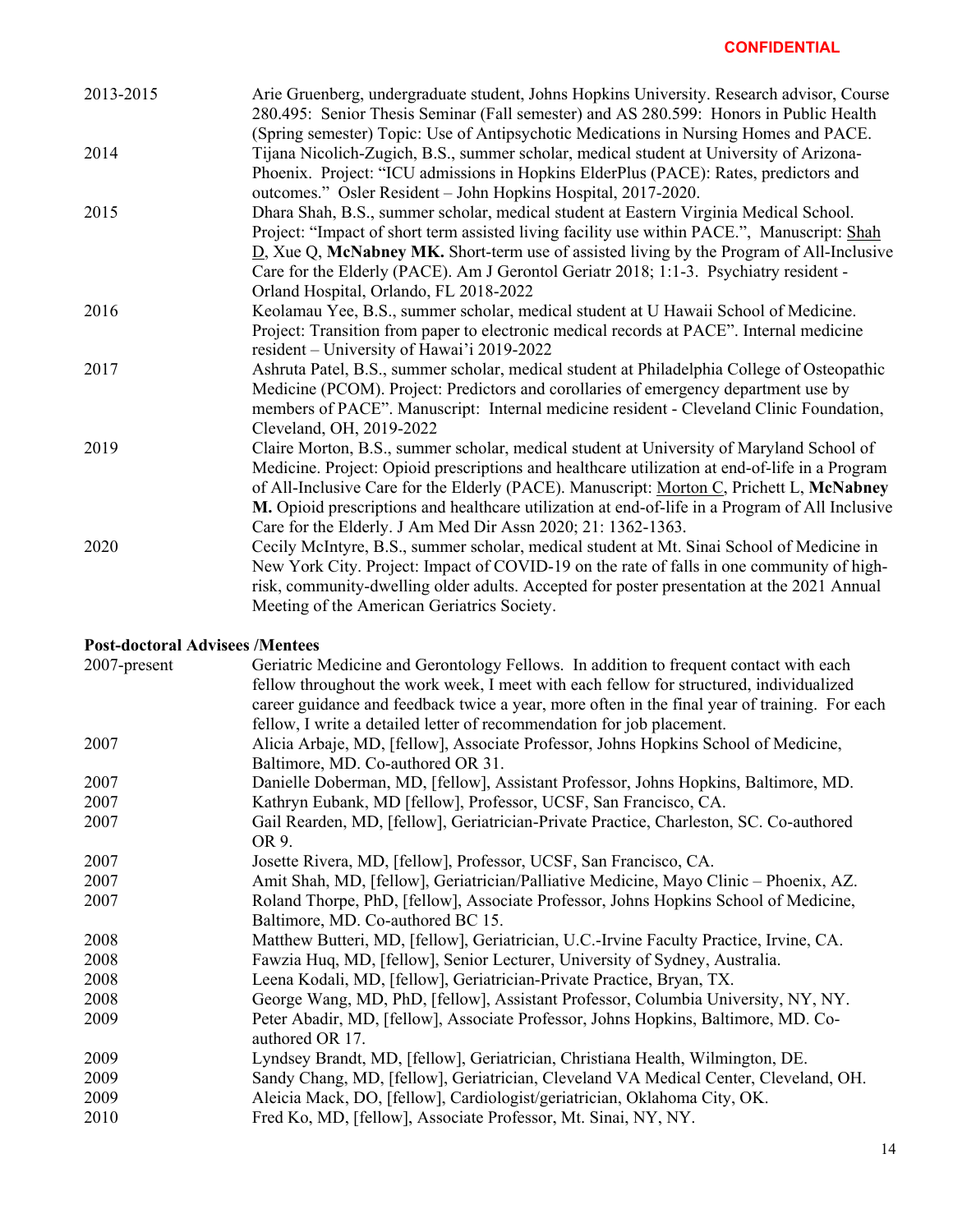**CONFIDENTIAL**

| | |
|---|---|
| 2013-2015 | Arie Gruenberg, undergraduate student, Johns Hopkins University. Research advisor, Course 280.495: Senior Thesis Seminar (Fall semester) and AS 280.599: Honors in Public Health (Spring semester) Topic: Use of Antipsychotic Medications in Nursing Homes and PACE. |
| 2014 | Tijana Nicolich-Zugich, B.S., summer scholar, medical student at University of Arizona-Phoenix. Project: "ICU admissions in Hopkins ElderPlus (PACE): Rates, predictors and outcomes." Osler Resident – John Hopkins Hospital, 2017-2020. |
| 2015 | Dhara Shah, B.S., summer scholar, medical student at Eastern Virginia Medical School. Project: "Impact of short term assisted living facility use within PACE.", Manuscript: Shah D, Xue Q, **McNabney MK.** Short-term use of assisted living by the Program of All-Inclusive Care for the Elderly (PACE). Am J Gerontol Geriatr 2018; 1:1-3. Psychiatry resident - Orland Hospital, Orlando, FL 2018-2022 |
| 2016 | Keolamau Yee, B.S., summer scholar, medical student at U Hawaii School of Medicine. Project: Transition from paper to electronic medical records at PACE". Internal medicine resident – University of Hawai'i 2019-2022 |
| 2017 | Ashruta Patel, B.S., summer scholar, medical student at Philadelphia College of Osteopathic Medicine (PCOM). Project: Predictors and corollaries of emergency department use by members of PACE". Manuscript: Internal medicine resident - Cleveland Clinic Foundation, Cleveland, OH, 2019-2022 |
| 2019 | Claire Morton, B.S., summer scholar, medical student at University of Maryland School of Medicine. Project: Opioid prescriptions and healthcare utilization at end-of-life in a Program of All-Inclusive Care for the Elderly (PACE). Manuscript: Morton C, Prichett L, **McNabney M.** Opioid prescriptions and healthcare utilization at end-of-life in a Program of All Inclusive Care for the Elderly. J Am Med Dir Assn 2020; 21: 1362-1363. |
| 2020 | Cecily McIntyre, B.S., summer scholar, medical student at Mt. Sinai School of Medicine in New York City. Project: Impact of COVID-19 on the rate of falls in one community of high-risk, community-dwelling older adults. Accepted for poster presentation at the 2021 Annual Meeting of the American Geriatrics Society. |

**Post-doctoral Advisees /Mentees**

| | |
|---|---|
| 2007-present | Geriatric Medicine and Gerontology Fellows. In addition to frequent contact with each fellow throughout the work week, I meet with each fellow for structured, individualized career guidance and feedback twice a year, more often in the final year of training. For each fellow, I write a detailed letter of recommendation for job placement. |
| 2007 | Alicia Arbaje, MD, [fellow], Associate Professor, Johns Hopkins School of Medicine, Baltimore, MD. Co-authored OR 31. |
| 2007 | Danielle Doberman, MD, [fellow], Assistant Professor, Johns Hopkins, Baltimore, MD. |
| 2007 | Kathryn Eubank, MD [fellow], Professor, UCSF, San Francisco, CA. |
| 2007 | Gail Rearden, MD, [fellow], Geriatrician-Private Practice, Charleston, SC. Co-authored OR 9. |
| 2007 | Josette Rivera, MD, [fellow], Professor, UCSF, San Francisco, CA. |
| 2007 | Amit Shah, MD, [fellow], Geriatrician/Palliative Medicine, Mayo Clinic – Phoenix, AZ. |
| 2007 | Roland Thorpe, PhD, [fellow], Associate Professor, Johns Hopkins School of Medicine, Baltimore, MD. Co-authored BC 15. |
| 2008 | Matthew Butteri, MD, [fellow], Geriatrician, U.C.-Irvine Faculty Practice, Irvine, CA. |
| 2008 | Fawzia Huq, MD, [fellow], Senior Lecturer, University of Sydney, Australia. |
| 2008 | Leena Kodali, MD, [fellow], Geriatrician-Private Practice, Bryan, TX. |
| 2008 | George Wang, MD, PhD, [fellow], Assistant Professor, Columbia University, NY, NY. |
| 2009 | Peter Abadir, MD, [fellow], Associate Professor, Johns Hopkins, Baltimore, MD. Co-authored OR 17. |
| 2009 | Lyndsey Brandt, MD, [fellow], Geriatrician, Christiana Health, Wilmington, DE. |
| 2009 | Sandy Chang, MD, [fellow], Geriatrician, Cleveland VA Medical Center, Cleveland, OH. |
| 2009 | Aleicia Mack, DO, [fellow], Cardiologist/geriatrician, Oklahoma City, OK. |
| 2010 | Fred Ko, MD, [fellow], Associate Professor, Mt. Sinai, NY, NY. |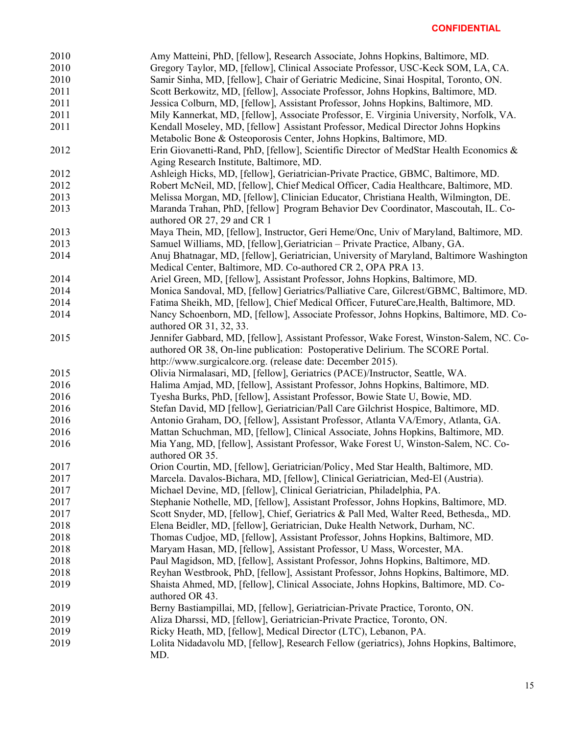**CONFIDENTIAL**

2010 Amy Matteini, PhD, [fellow], Research Associate, Johns Hopkins, Baltimore, MD.
2010 Gregory Taylor, MD, [fellow], Clinical Associate Professor, USC-Keck SOM, LA, CA.
2010 Samir Sinha, MD, [fellow], Chair of Geriatric Medicine, Sinai Hospital, Toronto, ON.
2011 Scott Berkowitz, MD, [fellow], Associate Professor, Johns Hopkins, Baltimore, MD.
2011 Jessica Colburn, MD, [fellow], Assistant Professor, Johns Hopkins, Baltimore, MD.
2011 Mily Kannerkat, MD, [fellow], Associate Professor, E. Virginia University, Norfolk, VA.
2011 Kendall Moseley, MD, [fellow] Assistant Professor, Medical Director Johns Hopkins Metabolic Bone & Osteoporosis Center, Johns Hopkins, Baltimore, MD.
2012 Erin Giovanetti-Rand, PhD, [fellow], Scientific Director of MedStar Health Economics & Aging Research Institute, Baltimore, MD.
2012 Ashleigh Hicks, MD, [fellow], Geriatrician-Private Practice, GBMC, Baltimore, MD.
2012 Robert McNeil, MD, [fellow], Chief Medical Officer, Cadia Healthcare, Baltimore, MD.
2013 Melissa Morgan, MD, [fellow], Clinician Educator, Christiana Health, Wilmington, DE.
2013 Maranda Trahan, PhD, [fellow] Program Behavior Dev Coordinator, Mascoutah, IL. Co-authored OR 27, 29 and CR 1
2013 Maya Thein, MD, [fellow], Instructor, Geri Heme/Onc, Univ of Maryland, Baltimore, MD.
2013 Samuel Williams, MD, [fellow], Geriatrician – Private Practice, Albany, GA.
2014 Anuj Bhatnagar, MD, [fellow], Geriatrician, University of Maryland, Baltimore Washington Medical Center, Baltimore, MD. Co-authored CR 2, OPA PRA 13.
2014 Ariel Green, MD, [fellow], Assistant Professor, Johns Hopkins, Baltimore, MD.
2014 Monica Sandoval, MD, [fellow] Geriatrics/Palliative Care, Gilcrest/GBMC, Baltimore, MD.
2014 Fatima Sheikh, MD, [fellow], Chief Medical Officer, FutureCare,Health, Baltimore, MD.
2014 Nancy Schoenborn, MD, [fellow], Associate Professor, Johns Hopkins, Baltimore, MD. Co-authored OR 31, 32, 33.
2015 Jennifer Gabbard, MD, [fellow], Assistant Professor, Wake Forest, Winston-Salem, NC. Co-authored OR 38, On-line publication: Postoperative Delirium. The SCORE Portal. http://www.surgicalcore.org. (release date: December 2015).
2015 Olivia Nirmalasari, MD, [fellow], Geriatrics (PACE)/Instructor, Seattle, WA.
2016 Halima Amjad, MD, [fellow], Assistant Professor, Johns Hopkins, Baltimore, MD.
2016 Tyesha Burks, PhD, [fellow], Assistant Professor, Bowie State U, Bowie, MD.
2016 Stefan David, MD [fellow], Geriatrician/Pall Care Gilchrist Hospice, Baltimore, MD.
2016 Antonio Graham, DO, [fellow], Assistant Professor, Atlanta VA/Emory, Atlanta, GA.
2016 Mattan Schuchman, MD, [fellow], Clinical Associate, Johns Hopkins, Baltimore, MD.
2016 Mia Yang, MD, [fellow], Assistant Professor, Wake Forest U, Winston-Salem, NC. Co-authored OR 35.
2017 Orion Courtin, MD, [fellow], Geriatrician/Policy, Med Star Health, Baltimore, MD.
2017 Marcela. Davalos-Bichara, MD, [fellow], Clinical Geriatrician, Med-El (Austria).
2017 Michael Devine, MD, [fellow], Clinical Geriatrician, Philadelphia, PA.
2017 Stephanie Nothelle, MD, [fellow], Assistant Professor, Johns Hopkins, Baltimore, MD.
2017 Scott Snyder, MD, [fellow], Chief, Geriatrics & Pall Med, Walter Reed, Bethesda,, MD.
2018 Elena Beidler, MD, [fellow], Geriatrician, Duke Health Network, Durham, NC.
2018 Thomas Cudjoe, MD, [fellow], Assistant Professor, Johns Hopkins, Baltimore, MD.
2018 Maryam Hasan, MD, [fellow], Assistant Professor, U Mass, Worcester, MA.
2018 Paul Magidson, MD, [fellow], Assistant Professor, Johns Hopkins, Baltimore, MD.
2018 Reyhan Westbrook, PhD, [fellow], Assistant Professor, Johns Hopkins, Baltimore, MD.
2019 Shaista Ahmed, MD, [fellow], Clinical Associate, Johns Hopkins, Baltimore, MD. Co-authored OR 43.
2019 Berny Bastiampillai, MD, [fellow], Geriatrician-Private Practice, Toronto, ON.
2019 Aliza Dharssi, MD, [fellow], Geriatrician-Private Practice, Toronto, ON.
2019 Ricky Heath, MD, [fellow], Medical Director (LTC), Lebanon, PA.
2019 Lolita Nidadavolu MD, [fellow], Research Fellow (geriatrics), Johns Hopkins, Baltimore, MD.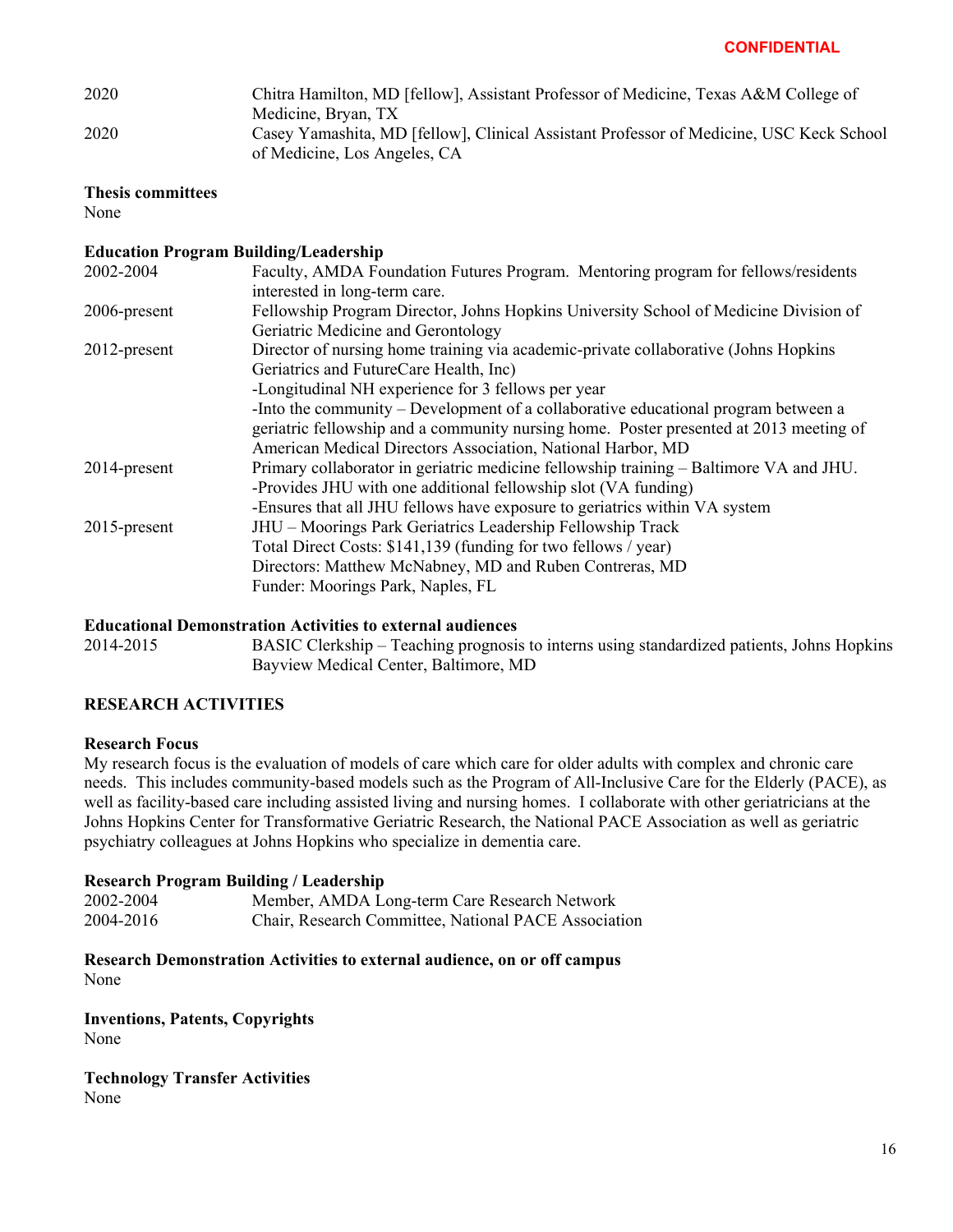| | |
|---|---|
| 2020 | Chitra Hamilton, MD [fellow], Assistant Professor of Medicine, Texas A&M College of Medicine, Bryan, TX |
| 2020 | Casey Yamashita, MD [fellow], Clinical Assistant Professor of Medicine, USC Keck School of Medicine, Los Angeles, CA |

**Thesis committees**

None

**Education Program Building/Leadership**

| | |
|---|---|
| 2002-2004 | Faculty, AMDA Foundation Futures Program. Mentoring program for fellows/residents interested in long-term care. |
| 2006-present | Fellowship Program Director, Johns Hopkins University School of Medicine Division of Geriatric Medicine and Gerontology |
| 2012-present | Director of nursing home training via academic-private collaborative (Johns Hopkins Geriatrics and FutureCare Health, Inc)<br>-Longitudinal NH experience for 3 fellows per year<br>-Into the community – Development of a collaborative educational program between a geriatric fellowship and a community nursing home. Poster presented at 2013 meeting of American Medical Directors Association, National Harbor, MD |
| 2014-present | Primary collaborator in geriatric medicine fellowship training – Baltimore VA and JHU.<br>-Provides JHU with one additional fellowship slot (VA funding)<br>-Ensures that all JHU fellows have exposure to geriatrics within VA system |
| 2015-present | JHU – Moorings Park Geriatrics Leadership Fellowship Track<br>Total Direct Costs: $141,139 (funding for two fellows / year)<br>Directors: Matthew McNabney, MD and Ruben Contreras, MD<br>Funder: Moorings Park, Naples, FL |

**Educational Demonstration Activities to external audiences**

| | |
|---|---|
| 2014-2015 | BASIC Clerkship – Teaching prognosis to interns using standardized patients, Johns Hopkins Bayview Medical Center, Baltimore, MD |

## RESEARCH ACTIVITIES

**Research Focus**

My research focus is the evaluation of models of care which care for older adults with complex and chronic care needs. This includes community-based models such as the Program of All-Inclusive Care for the Elderly (PACE), as well as facility-based care including assisted living and nursing homes. I collaborate with other geriatricians at the Johns Hopkins Center for Transformative Geriatric Research, the National PACE Association as well as geriatric psychiatry colleagues at Johns Hopkins who specialize in dementia care.

**Research Program Building / Leadership**

| | |
|---|---|
| 2002-2004 | Member, AMDA Long-term Care Research Network |
| 2004-2016 | Chair, Research Committee, National PACE Association |

**Research Demonstration Activities to external audience, on or off campus**

None

**Inventions, Patents, Copyrights**

None

**Technology Transfer Activities**

None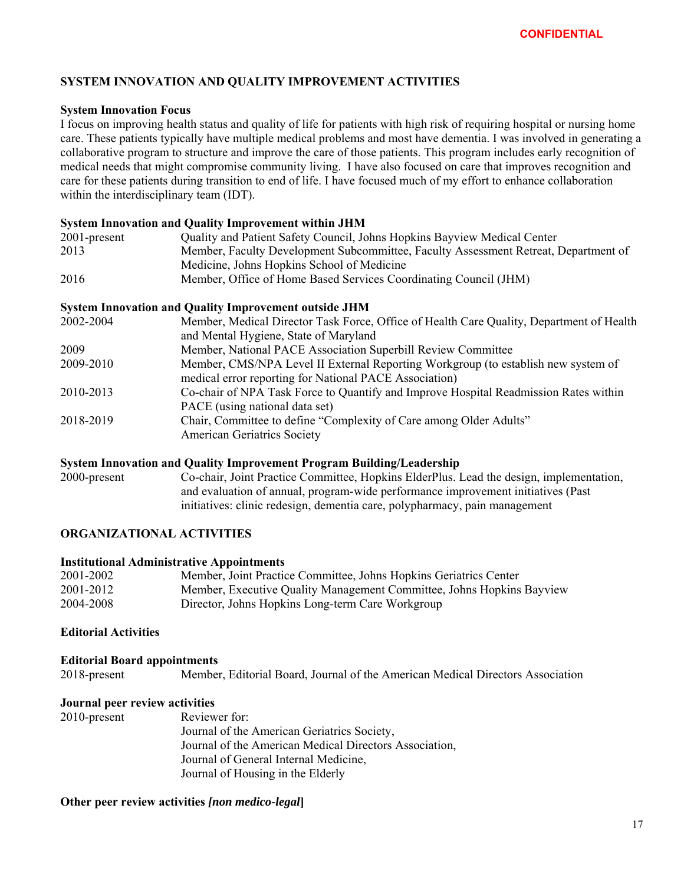**CONFIDENTIAL**

## SYSTEM INNOVATION AND QUALITY IMPROVEMENT ACTIVITIES

**System Innovation Focus**

I focus on improving health status and quality of life for patients with high risk of requiring hospital or nursing home care. These patients typically have multiple medical problems and most have dementia. I was involved in generating a collaborative program to structure and improve the care of those patients. This program includes early recognition of medical needs that might compromise community living. I have also focused on care that improves recognition and care for these patients during transition to end of life. I have focused much of my effort to enhance collaboration within the interdisciplinary team (IDT).

**System Innovation and Quality Improvement within JHM**

| | |
|---|---|
| 2001-present | Quality and Patient Safety Council, Johns Hopkins Bayview Medical Center |
| 2013 | Member, Faculty Development Subcommittee, Faculty Assessment Retreat, Department of Medicine, Johns Hopkins School of Medicine |
| 2016 | Member, Office of Home Based Services Coordinating Council (JHM) |

**System Innovation and Quality Improvement outside JHM**

| | |
|---|---|
| 2002-2004 | Member, Medical Director Task Force, Office of Health Care Quality, Department of Health and Mental Hygiene, State of Maryland |
| 2009 | Member, National PACE Association Superbill Review Committee |
| 2009-2010 | Member, CMS/NPA Level II External Reporting Workgroup (to establish new system of medical error reporting for National PACE Association) |
| 2010-2013 | Co-chair of NPA Task Force to Quantify and Improve Hospital Readmission Rates within PACE (using national data set) |
| 2018-2019 | Chair, Committee to define "Complexity of Care among Older Adults" American Geriatrics Society |

**System Innovation and Quality Improvement Program Building/Leadership**

| | |
|---|---|
| 2000-present | Co-chair, Joint Practice Committee, Hopkins ElderPlus. Lead the design, implementation, and evaluation of annual, program-wide performance improvement initiatives (Past initiatives: clinic redesign, dementia care, polypharmacy, pain management |

## ORGANIZATIONAL ACTIVITIES

**Institutional Administrative Appointments**

| | |
|---|---|
| 2001-2002 | Member, Joint Practice Committee, Johns Hopkins Geriatrics Center |
| 2001-2012 | Member, Executive Quality Management Committee, Johns Hopkins Bayview |
| 2004-2008 | Director, Johns Hopkins Long-term Care Workgroup |

**Editorial Activities**

**Editorial Board appointments**

| | |
|---|---|
| 2018-present | Member, Editorial Board, Journal of the American Medical Directors Association |

**Journal peer review activities**

| | |
|---|---|
| 2010-present | Reviewer for:<br>Journal of the American Geriatrics Society,<br>Journal of the American Medical Directors Association,<br>Journal of General Internal Medicine,<br>Journal of Housing in the Elderly |

**Other peer review activities *[non medico-legal*]**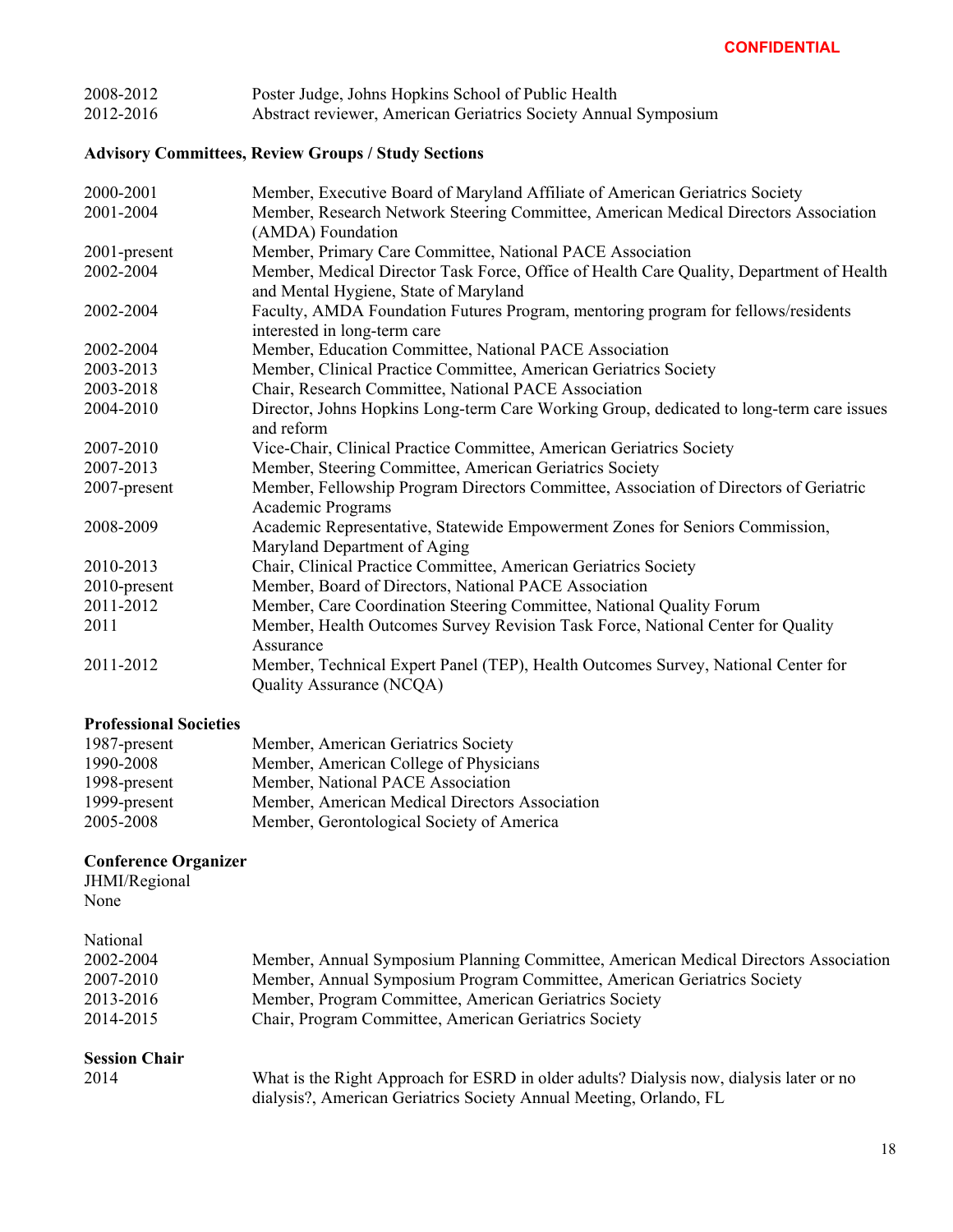**CONFIDENTIAL**

| | |
|---|---|
| 2008-2012 | Poster Judge, Johns Hopkins School of Public Health |
| 2012-2016 | Abstract reviewer, American Geriatrics Society Annual Symposium |

**Advisory Committees, Review Groups / Study Sections**

| | |
|---|---|
| 2000-2001 | Member, Executive Board of Maryland Affiliate of American Geriatrics Society |
| 2001-2004 | Member, Research Network Steering Committee, American Medical Directors Association (AMDA) Foundation |
| 2001-present | Member, Primary Care Committee, National PACE Association |
| 2002-2004 | Member, Medical Director Task Force, Office of Health Care Quality, Department of Health and Mental Hygiene, State of Maryland |
| 2002-2004 | Faculty, AMDA Foundation Futures Program, mentoring program for fellows/residents interested in long-term care |
| 2002-2004 | Member, Education Committee, National PACE Association |
| 2003-2013 | Member, Clinical Practice Committee, American Geriatrics Society |
| 2003-2018 | Chair, Research Committee, National PACE Association |
| 2004-2010 | Director, Johns Hopkins Long-term Care Working Group, dedicated to long-term care issues and reform |
| 2007-2010 | Vice-Chair, Clinical Practice Committee, American Geriatrics Society |
| 2007-2013 | Member, Steering Committee, American Geriatrics Society |
| 2007-present | Member, Fellowship Program Directors Committee, Association of Directors of Geriatric Academic Programs |
| 2008-2009 | Academic Representative, Statewide Empowerment Zones for Seniors Commission, Maryland Department of Aging |
| 2010-2013 | Chair, Clinical Practice Committee, American Geriatrics Society |
| 2010-present | Member, Board of Directors, National PACE Association |
| 2011-2012 | Member, Care Coordination Steering Committee, National Quality Forum |
| 2011 | Member, Health Outcomes Survey Revision Task Force, National Center for Quality Assurance |
| 2011-2012 | Member, Technical Expert Panel (TEP), Health Outcomes Survey, National Center for Quality Assurance (NCQA) |

**Professional Societies**

| | |
|---|---|
| 1987-present | Member, American Geriatrics Society |
| 1990-2008 | Member, American College of Physicians |
| 1998-present | Member, National PACE Association |
| 1999-present | Member, American Medical Directors Association |
| 2005-2008 | Member, Gerontological Society of America |

**Conference Organizer**

JHMI/Regional

None

National

| | |
|---|---|
| 2002-2004 | Member, Annual Symposium Planning Committee, American Medical Directors Association |
| 2007-2010 | Member, Annual Symposium Program Committee, American Geriatrics Society |
| 2013-2016 | Member, Program Committee, American Geriatrics Society |
| 2014-2015 | Chair, Program Committee, American Geriatrics Society |

**Session Chair**

| | |
|---|---|
| 2014 | What is the Right Approach for ESRD in older adults? Dialysis now, dialysis later or no dialysis?, American Geriatrics Society Annual Meeting, Orlando, FL |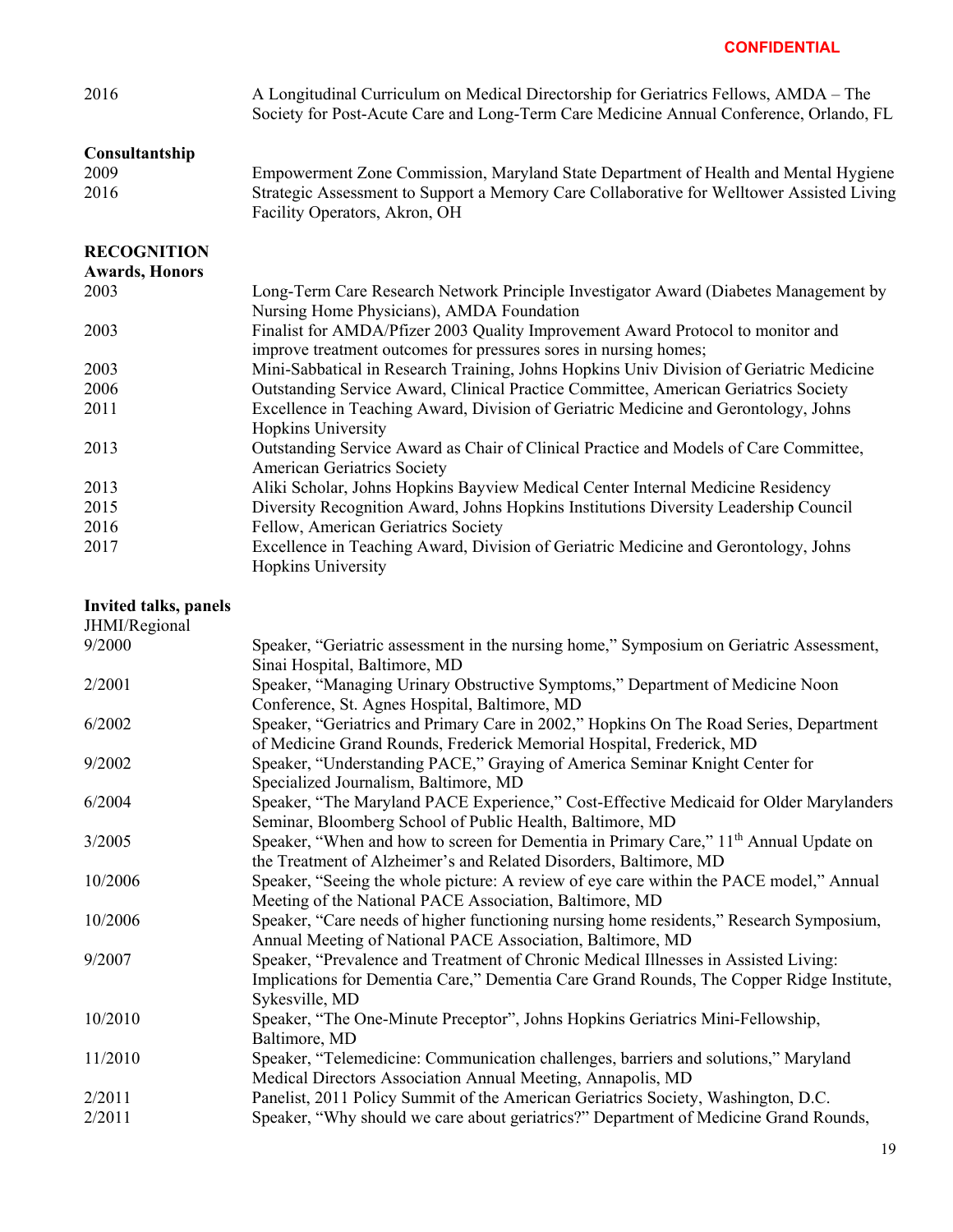2016 | A Longitudinal Curriculum on Medical Directorship for Geriatrics Fellows, AMDA – The Society for Post-Acute Care and Long-Term Care Medicine Annual Conference, Orlando, FL

**Consultantship**

2009 | Empowerment Zone Commission, Maryland State Department of Health and Mental Hygiene
2016 | Strategic Assessment to Support a Memory Care Collaborative for Welltower Assisted Living Facility Operators, Akron, OH

**RECOGNITION**

**Awards, Honors**

2003 | Long-Term Care Research Network Principle Investigator Award (Diabetes Management by Nursing Home Physicians), AMDA Foundation
2003 | Finalist for AMDA/Pfizer 2003 Quality Improvement Award Protocol to monitor and improve treatment outcomes for pressures sores in nursing homes;
2003 | Mini-Sabbatical in Research Training, Johns Hopkins Univ Division of Geriatric Medicine
2006 | Outstanding Service Award, Clinical Practice Committee, American Geriatrics Society
2011 | Excellence in Teaching Award, Division of Geriatric Medicine and Gerontology, Johns Hopkins University
2013 | Outstanding Service Award as Chair of Clinical Practice and Models of Care Committee, American Geriatrics Society
2013 | Aliki Scholar, Johns Hopkins Bayview Medical Center Internal Medicine Residency
2015 | Diversity Recognition Award, Johns Hopkins Institutions Diversity Leadership Council
2016 | Fellow, American Geriatrics Society
2017 | Excellence in Teaching Award, Division of Geriatric Medicine and Gerontology, Johns Hopkins University

**Invited talks, panels**

JHMI/Regional

9/2000 | Speaker, "Geriatric assessment in the nursing home," Symposium on Geriatric Assessment, Sinai Hospital, Baltimore, MD
2/2001 | Speaker, "Managing Urinary Obstructive Symptoms," Department of Medicine Noon Conference, St. Agnes Hospital, Baltimore, MD
6/2002 | Speaker, "Geriatrics and Primary Care in 2002," Hopkins On The Road Series, Department of Medicine Grand Rounds, Frederick Memorial Hospital, Frederick, MD
9/2002 | Speaker, "Understanding PACE," Graying of America Seminar Knight Center for Specialized Journalism, Baltimore, MD
6/2004 | Speaker, "The Maryland PACE Experience," Cost-Effective Medicaid for Older Marylanders Seminar, Bloomberg School of Public Health, Baltimore, MD
3/2005 | Speaker, "When and how to screen for Dementia in Primary Care," 11th Annual Update on the Treatment of Alzheimer's and Related Disorders, Baltimore, MD
10/2006 | Speaker, "Seeing the whole picture: A review of eye care within the PACE model," Annual Meeting of the National PACE Association, Baltimore, MD
10/2006 | Speaker, "Care needs of higher functioning nursing home residents," Research Symposium, Annual Meeting of National PACE Association, Baltimore, MD
9/2007 | Speaker, "Prevalence and Treatment of Chronic Medical Illnesses in Assisted Living: Implications for Dementia Care," Dementia Care Grand Rounds, The Copper Ridge Institute, Sykesville, MD
10/2010 | Speaker, "The One-Minute Preceptor", Johns Hopkins Geriatrics Mini-Fellowship, Baltimore, MD
11/2010 | Speaker, "Telemedicine: Communication challenges, barriers and solutions," Maryland Medical Directors Association Annual Meeting, Annapolis, MD
2/2011 | Panelist, 2011 Policy Summit of the American Geriatrics Society, Washington, D.C.
2/2011 | Speaker, "Why should we care about geriatrics?" Department of Medicine Grand Rounds,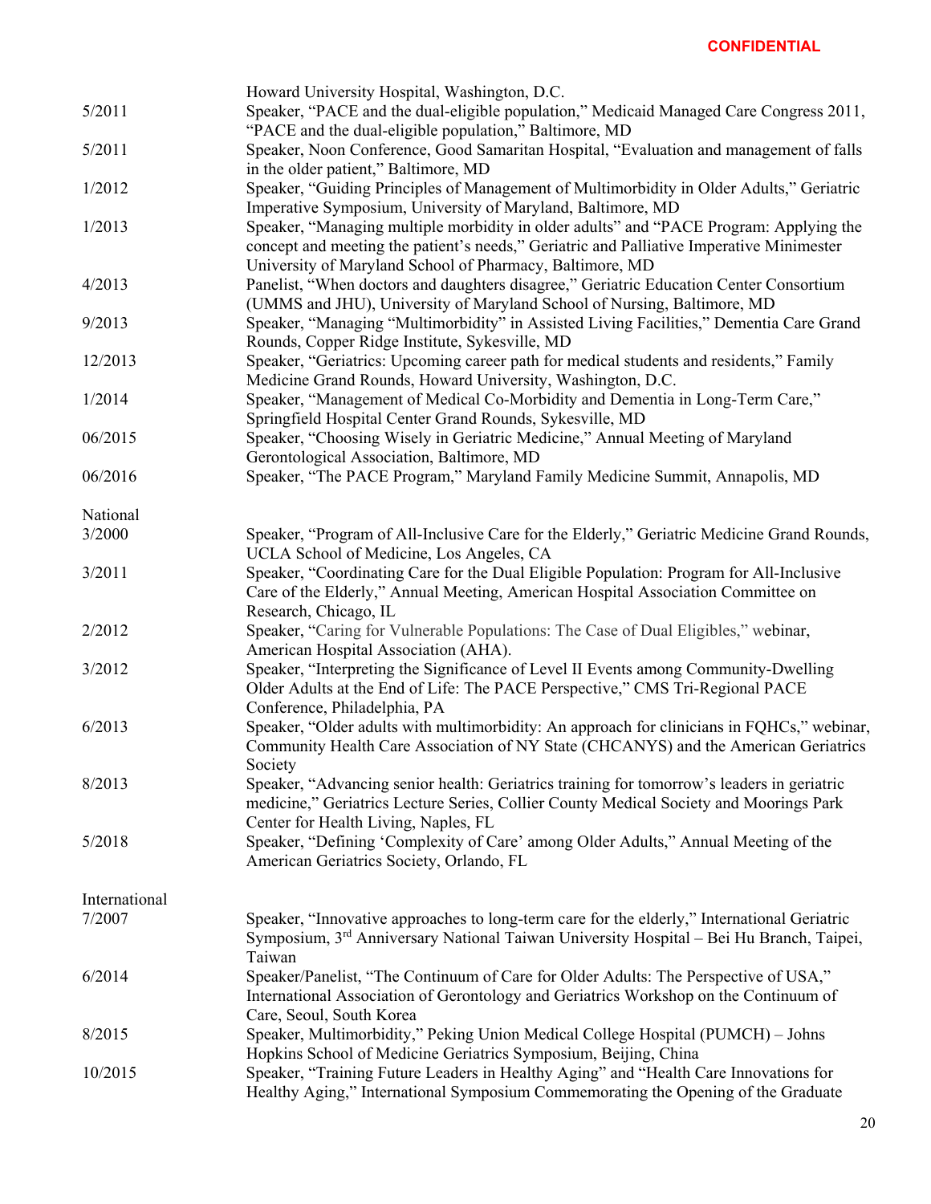Howard University Hospital, Washington, D.C.

| | |
|---|---|
| 5/2011 | Speaker, "PACE and the dual-eligible population," Medicaid Managed Care Congress 2011, "PACE and the dual-eligible population," Baltimore, MD |
| 5/2011 | Speaker, Noon Conference, Good Samaritan Hospital, "Evaluation and management of falls in the older patient," Baltimore, MD |
| 1/2012 | Speaker, "Guiding Principles of Management of Multimorbidity in Older Adults," Geriatric Imperative Symposium, University of Maryland, Baltimore, MD |
| 1/2013 | Speaker, "Managing multiple morbidity in older adults" and "PACE Program: Applying the concept and meeting the patient's needs," Geriatric and Palliative Imperative Minimester University of Maryland School of Pharmacy, Baltimore, MD |
| 4/2013 | Panelist, "When doctors and daughters disagree," Geriatric Education Center Consortium (UMMS and JHU), University of Maryland School of Nursing, Baltimore, MD |
| 9/2013 | Speaker, "Managing "Multimorbidity" in Assisted Living Facilities," Dementia Care Grand Rounds, Copper Ridge Institute, Sykesville, MD |
| 12/2013 | Speaker, "Geriatrics: Upcoming career path for medical students and residents," Family Medicine Grand Rounds, Howard University, Washington, D.C. |
| 1/2014 | Speaker, "Management of Medical Co-Morbidity and Dementia in Long-Term Care," Springfield Hospital Center Grand Rounds, Sykesville, MD |
| 06/2015 | Speaker, "Choosing Wisely in Geriatric Medicine," Annual Meeting of Maryland Gerontological Association, Baltimore, MD |
| 06/2016 | Speaker, "The PACE Program," Maryland Family Medicine Summit, Annapolis, MD |

National

| | |
|---|---|
| 3/2000 | Speaker, "Program of All-Inclusive Care for the Elderly," Geriatric Medicine Grand Rounds, UCLA School of Medicine, Los Angeles, CA |
| 3/2011 | Speaker, "Coordinating Care for the Dual Eligible Population: Program for All-Inclusive Care of the Elderly," Annual Meeting, American Hospital Association Committee on Research, Chicago, IL |
| 2/2012 | Speaker, "Caring for Vulnerable Populations: The Case of Dual Eligibles," webinar, American Hospital Association (AHA). |
| 3/2012 | Speaker, "Interpreting the Significance of Level II Events among Community-Dwelling Older Adults at the End of Life: The PACE Perspective," CMS Tri-Regional PACE Conference, Philadelphia, PA |
| 6/2013 | Speaker, "Older adults with multimorbidity: An approach for clinicians in FQHCs," webinar, Community Health Care Association of NY State (CHCANYS) and the American Geriatrics Society |
| 8/2013 | Speaker, "Advancing senior health: Geriatrics training for tomorrow's leaders in geriatric medicine," Geriatrics Lecture Series, Collier County Medical Society and Moorings Park Center for Health Living, Naples, FL |
| 5/2018 | Speaker, "Defining 'Complexity of Care' among Older Adults," Annual Meeting of the American Geriatrics Society, Orlando, FL |

International

| | |
|---|---|
| 7/2007 | Speaker, "Innovative approaches to long-term care for the elderly," International Geriatric Symposium, 3rd Anniversary National Taiwan University Hospital – Bei Hu Branch, Taipei, Taiwan |
| 6/2014 | Speaker/Panelist, "The Continuum of Care for Older Adults: The Perspective of USA," International Association of Gerontology and Geriatrics Workshop on the Continuum of Care, Seoul, South Korea |
| 8/2015 | Speaker, Multimorbidity," Peking Union Medical College Hospital (PUMCH) – Johns Hopkins School of Medicine Geriatrics Symposium, Beijing, China |
| 10/2015 | Speaker, "Training Future Leaders in Healthy Aging" and "Health Care Innovations for Healthy Aging," International Symposium Commemorating the Opening of the Graduate |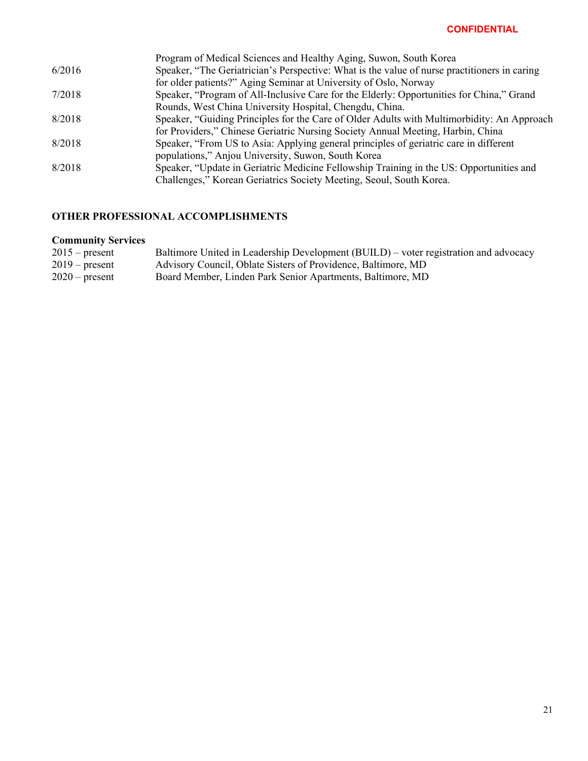| | |
|---|---|
| | Program of Medical Sciences and Healthy Aging, Suwon, South Korea |
| 6/2016 | Speaker, "The Geriatrician's Perspective: What is the value of nurse practitioners in caring for older patients?" Aging Seminar at University of Oslo, Norway |
| 7/2018 | Speaker, "Program of All-Inclusive Care for the Elderly: Opportunities for China," Grand Rounds, West China University Hospital, Chengdu, China. |
| 8/2018 | Speaker, "Guiding Principles for the Care of Older Adults with Multimorbidity: An Approach for Providers," Chinese Geriatric Nursing Society Annual Meeting, Harbin, China |
| 8/2018 | Speaker, "From US to Asia: Applying general principles of geriatric care in different populations," Anjou University, Suwon, South Korea |
| 8/2018 | Speaker, "Update in Geriatric Medicine Fellowship Training in the US: Opportunities and Challenges," Korean Geriatrics Society Meeting, Seoul, South Korea. |

## OTHER PROFESSIONAL ACCOMPLISHMENTS

### Community Services

| | |
|---|---|
| 2015 – present | Baltimore United in Leadership Development (BUILD) – voter registration and advocacy |
| 2019 – present | Advisory Council, Oblate Sisters of Providence, Baltimore, MD |
| 2020 – present | Board Member, Linden Park Senior Apartments, Baltimore, MD |